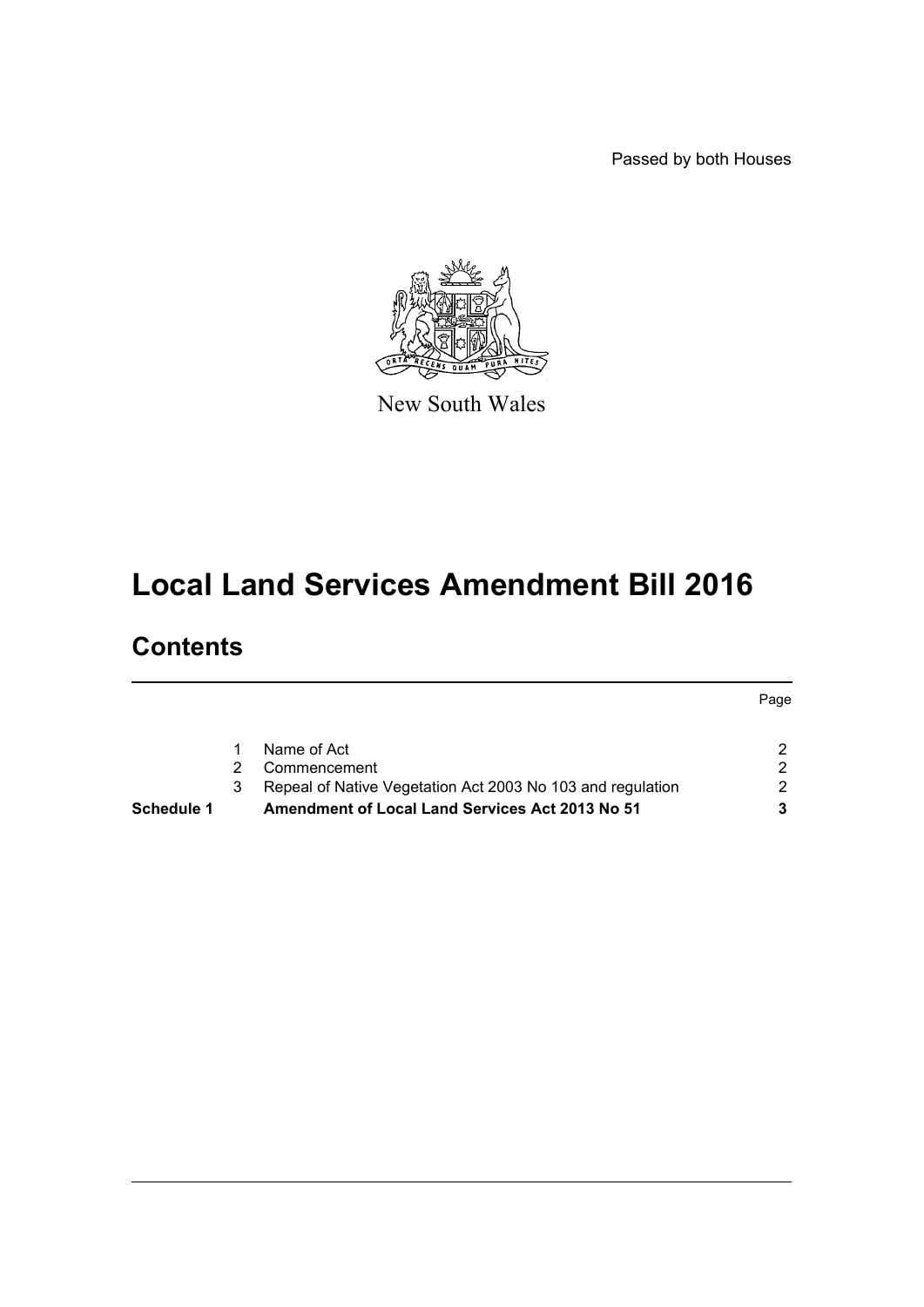Passed by both Houses

New South Wales

# Local Land Services Amendment Bill 2016

## Contents

| | | | Page |
|---|---|---|---|
| | 1 | Name of Act | 2 |
| | 2 | Commencement | 2 |
| | 3 | Repeal of Native Vegetation Act 2003 No 103 and regulation | 2 |
| **Schedule 1** | | **Amendment of Local Land Services Act 2013 No 51** | **3** |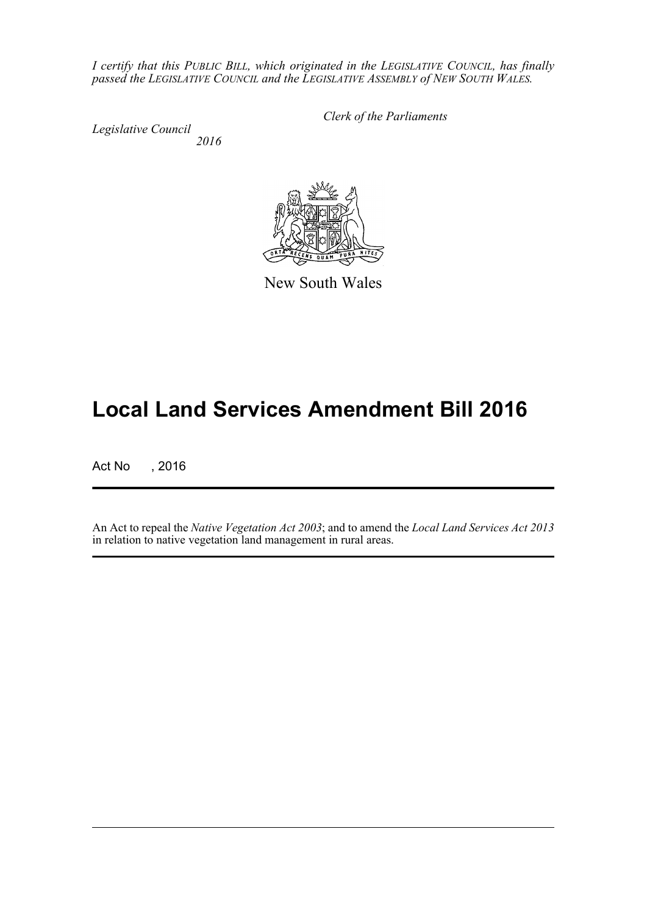*I certify that this PUBLIC BILL, which originated in the LEGISLATIVE COUNCIL, has finally passed the LEGISLATIVE COUNCIL and the LEGISLATIVE ASSEMBLY of NEW SOUTH WALES.*

*Clerk of the Parliaments*

*Legislative Council*
*2016*

New South Wales

# Local Land Services Amendment Bill 2016

Act No , 2016

An Act to repeal the *Native Vegetation Act 2003*; and to amend the *Local Land Services Act 2013* in relation to native vegetation land management in rural areas.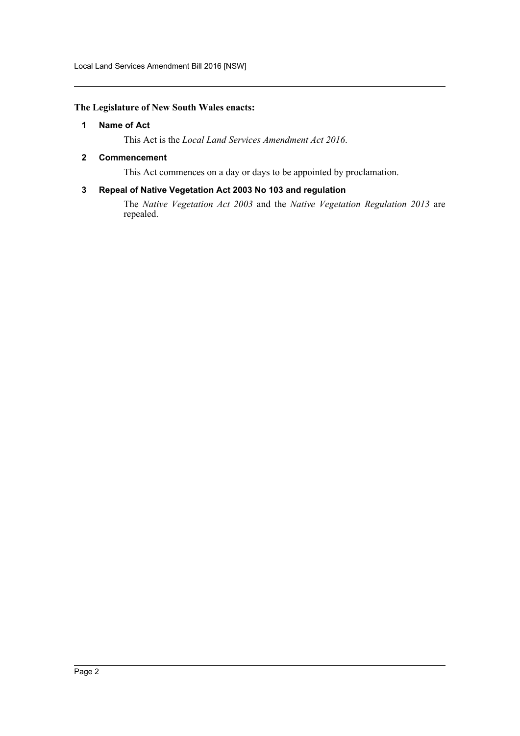**The Legislature of New South Wales enacts:**

### 1 Name of Act

This Act is the *Local Land Services Amendment Act 2016*.

### 2 Commencement

This Act commences on a day or days to be appointed by proclamation.

### 3 Repeal of Native Vegetation Act 2003 No 103 and regulation

The *Native Vegetation Act 2003* and the *Native Vegetation Regulation 2013* are repealed.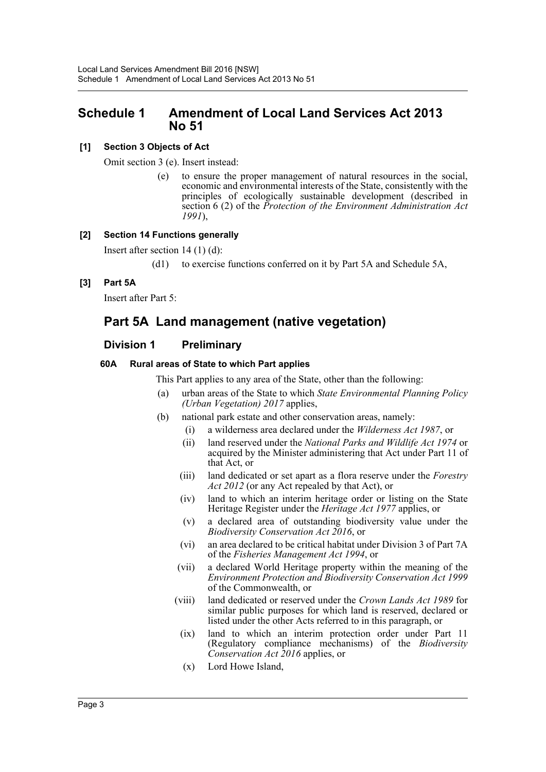## Schedule 1 Amendment of Local Land Services Act 2013 No 51

**[1] Section 3 Objects of Act**

Omit section 3 (e). Insert instead:

> (e) to ensure the proper management of natural resources in the social, economic and environmental interests of the State, consistently with the principles of ecologically sustainable development (described in section 6 (2) of the *Protection of the Environment Administration Act 1991*),

**[2] Section 14 Functions generally**

Insert after section 14 (1) (d):

> (d1) to exercise functions conferred on it by Part 5A and Schedule 5A,

**[3] Part 5A**

Insert after Part 5:

## Part 5A Land management (native vegetation)

### Division 1 Preliminary

**60A Rural areas of State to which Part applies**

This Part applies to any area of the State, other than the following:

(a) urban areas of the State to which *State Environmental Planning Policy (Urban Vegetation) 2017* applies,

(b) national park estate and other conservation areas, namely:

- (i) a wilderness area declared under the *Wilderness Act 1987*, or
- (ii) land reserved under the *National Parks and Wildlife Act 1974* or acquired by the Minister administering that Act under Part 11 of that Act, or
- (iii) land dedicated or set apart as a flora reserve under the *Forestry Act 2012* (or any Act repealed by that Act), or
- (iv) land to which an interim heritage order or listing on the State Heritage Register under the *Heritage Act 1977* applies, or
- (v) a declared area of outstanding biodiversity value under the *Biodiversity Conservation Act 2016*, or
- (vi) an area declared to be critical habitat under Division 3 of Part 7A of the *Fisheries Management Act 1994*, or
- (vii) a declared World Heritage property within the meaning of the *Environment Protection and Biodiversity Conservation Act 1999* of the Commonwealth, or
- (viii) land dedicated or reserved under the *Crown Lands Act 1989* for similar public purposes for which land is reserved, declared or listed under the other Acts referred to in this paragraph, or
- (ix) land to which an interim protection order under Part 11 (Regulatory compliance mechanisms) of the *Biodiversity Conservation Act 2016* applies, or
- (x) Lord Howe Island,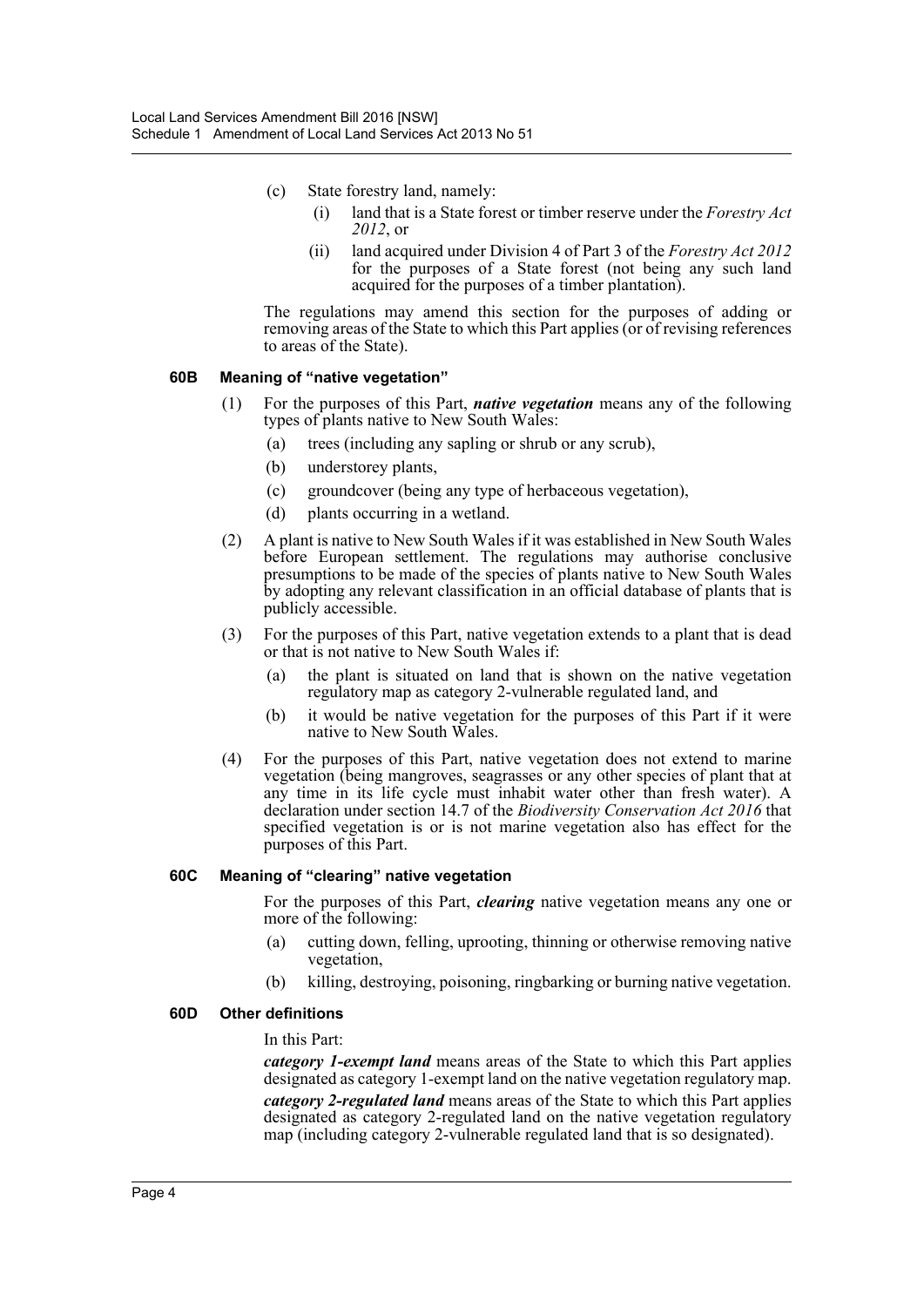(c) State forestry land, namely:

(i) land that is a State forest or timber reserve under the *Forestry Act 2012*, or

(ii) land acquired under Division 4 of Part 3 of the *Forestry Act 2012* for the purposes of a State forest (not being any such land acquired for the purposes of a timber plantation).

The regulations may amend this section for the purposes of adding or removing areas of the State to which this Part applies (or of revising references to areas of the State).

#### 60B Meaning of "native vegetation"

(1) For the purposes of this Part, ***native vegetation*** means any of the following types of plants native to New South Wales:

(a) trees (including any sapling or shrub or any scrub),

(b) understorey plants,

(c) groundcover (being any type of herbaceous vegetation),

(d) plants occurring in a wetland.

(2) A plant is native to New South Wales if it was established in New South Wales before European settlement. The regulations may authorise conclusive presumptions to be made of the species of plants native to New South Wales by adopting any relevant classification in an official database of plants that is publicly accessible.

(3) For the purposes of this Part, native vegetation extends to a plant that is dead or that is not native to New South Wales if:

(a) the plant is situated on land that is shown on the native vegetation regulatory map as category 2-vulnerable regulated land, and

(b) it would be native vegetation for the purposes of this Part if it were native to New South Wales.

(4) For the purposes of this Part, native vegetation does not extend to marine vegetation (being mangroves, seagrasses or any other species of plant that at any time in its life cycle must inhabit water other than fresh water). A declaration under section 14.7 of the *Biodiversity Conservation Act 2016* that specified vegetation is or is not marine vegetation also has effect for the purposes of this Part.

#### 60C Meaning of "clearing" native vegetation

For the purposes of this Part, ***clearing*** native vegetation means any one or more of the following:

(a) cutting down, felling, uprooting, thinning or otherwise removing native vegetation,

(b) killing, destroying, poisoning, ringbarking or burning native vegetation.

#### 60D Other definitions

In this Part:

***category 1-exempt land*** means areas of the State to which this Part applies designated as category 1-exempt land on the native vegetation regulatory map.

***category 2-regulated land*** means areas of the State to which this Part applies designated as category 2-regulated land on the native vegetation regulatory map (including category 2-vulnerable regulated land that is so designated).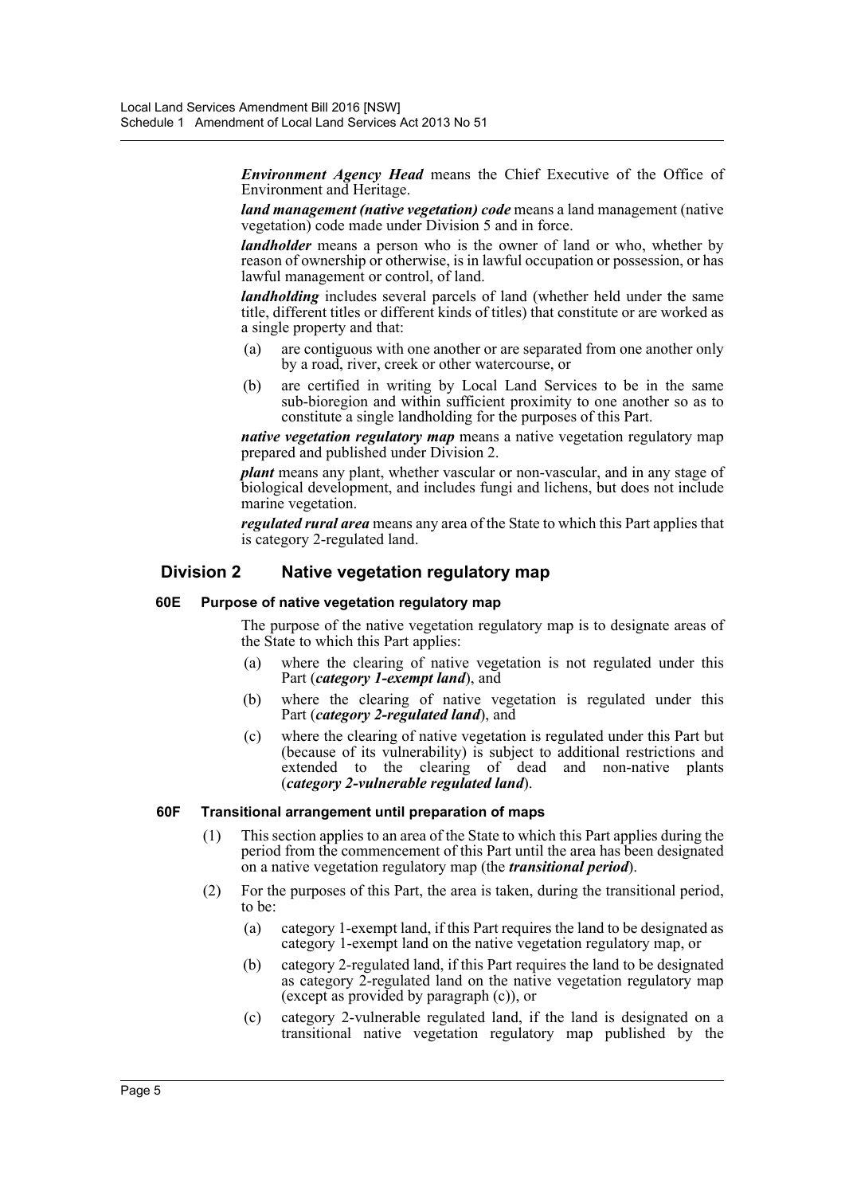***Environment Agency Head*** means the Chief Executive of the Office of Environment and Heritage.

***land management (native vegetation) code*** means a land management (native vegetation) code made under Division 5 and in force.

***landholder*** means a person who is the owner of land or who, whether by reason of ownership or otherwise, is in lawful occupation or possession, or has lawful management or control, of land.

***landholding*** includes several parcels of land (whether held under the same title, different titles or different kinds of titles) that constitute or are worked as a single property and that:

- (a) are contiguous with one another or are separated from one another only by a road, river, creek or other watercourse, or
- (b) are certified in writing by Local Land Services to be in the same sub-bioregion and within sufficient proximity to one another so as to constitute a single landholding for the purposes of this Part.

***native vegetation regulatory map*** means a native vegetation regulatory map prepared and published under Division 2.

***plant*** means any plant, whether vascular or non-vascular, and in any stage of biological development, and includes fungi and lichens, but does not include marine vegetation.

***regulated rural area*** means any area of the State to which this Part applies that is category 2-regulated land.

## Division 2 Native vegetation regulatory map

### 60E Purpose of native vegetation regulatory map

The purpose of the native vegetation regulatory map is to designate areas of the State to which this Part applies:

- (a) where the clearing of native vegetation is not regulated under this Part (***category 1-exempt land***), and
- (b) where the clearing of native vegetation is regulated under this Part (***category 2-regulated land***), and
- (c) where the clearing of native vegetation is regulated under this Part but (because of its vulnerability) is subject to additional restrictions and extended to the clearing of dead and non-native plants (***category 2-vulnerable regulated land***).

### 60F Transitional arrangement until preparation of maps

(1) This section applies to an area of the State to which this Part applies during the period from the commencement of this Part until the area has been designated on a native vegetation regulatory map (the ***transitional period***).

(2) For the purposes of this Part, the area is taken, during the transitional period, to be:

- (a) category 1-exempt land, if this Part requires the land to be designated as category 1-exempt land on the native vegetation regulatory map, or
- (b) category 2-regulated land, if this Part requires the land to be designated as category 2-regulated land on the native vegetation regulatory map (except as provided by paragraph (c)), or
- (c) category 2-vulnerable regulated land, if the land is designated on a transitional native vegetation regulatory map published by the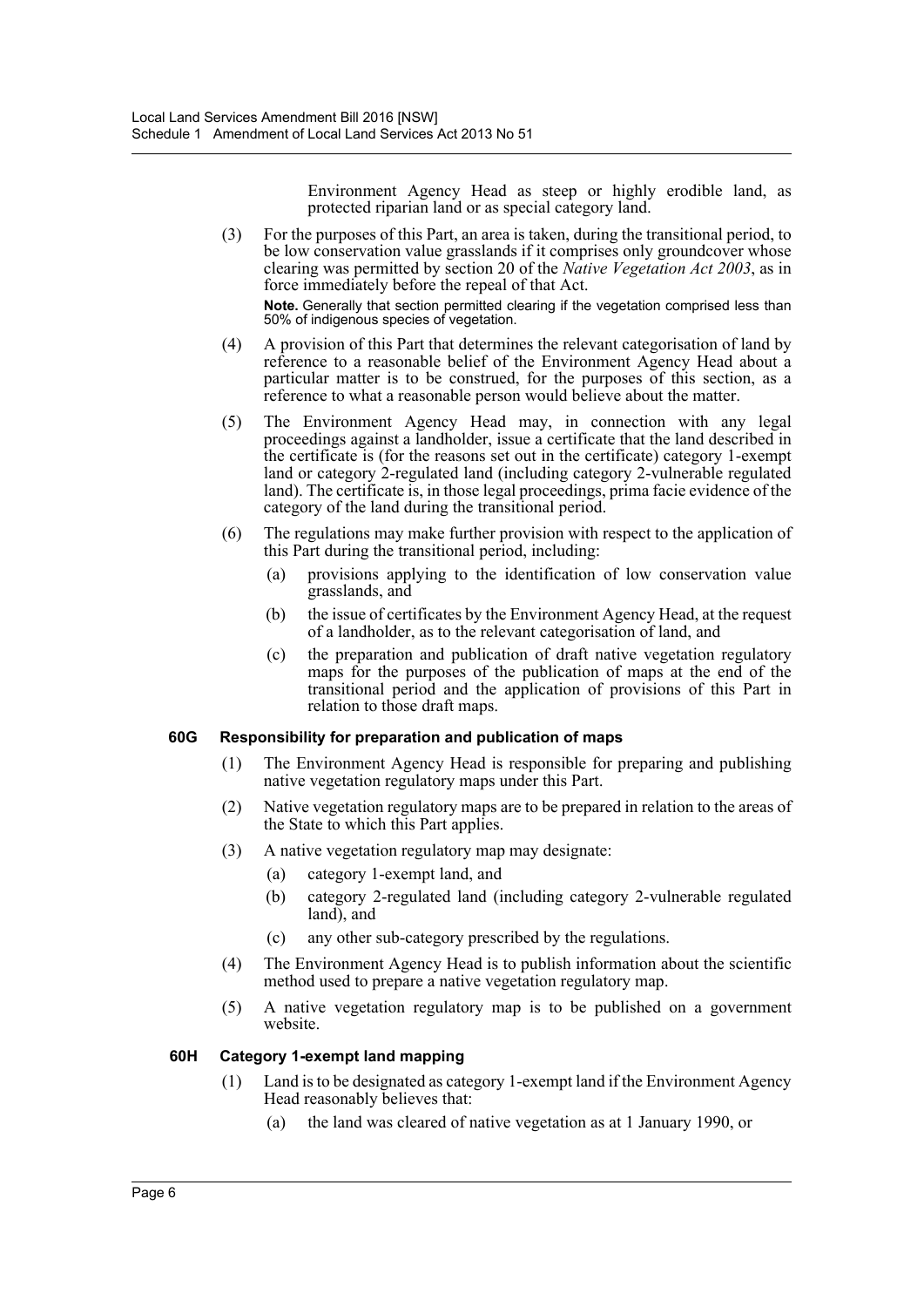Environment Agency Head as steep or highly erodible land, as protected riparian land or as special category land.

(3) For the purposes of this Part, an area is taken, during the transitional period, to be low conservation value grasslands if it comprises only groundcover whose clearing was permitted by section 20 of the *Native Vegetation Act 2003*, as in force immediately before the repeal of that Act.

**Note.** Generally that section permitted clearing if the vegetation comprised less than 50% of indigenous species of vegetation.

(4) A provision of this Part that determines the relevant categorisation of land by reference to a reasonable belief of the Environment Agency Head about a particular matter is to be construed, for the purposes of this section, as a reference to what a reasonable person would believe about the matter.

(5) The Environment Agency Head may, in connection with any legal proceedings against a landholder, issue a certificate that the land described in the certificate is (for the reasons set out in the certificate) category 1-exempt land or category 2-regulated land (including category 2-vulnerable regulated land). The certificate is, in those legal proceedings, prima facie evidence of the category of the land during the transitional period.

(6) The regulations may make further provision with respect to the application of this Part during the transitional period, including:

(a) provisions applying to the identification of low conservation value grasslands, and

(b) the issue of certificates by the Environment Agency Head, at the request of a landholder, as to the relevant categorisation of land, and

(c) the preparation and publication of draft native vegetation regulatory maps for the purposes of the publication of maps at the end of the transitional period and the application of provisions of this Part in relation to those draft maps.

### 60G Responsibility for preparation and publication of maps

(1) The Environment Agency Head is responsible for preparing and publishing native vegetation regulatory maps under this Part.

(2) Native vegetation regulatory maps are to be prepared in relation to the areas of the State to which this Part applies.

(3) A native vegetation regulatory map may designate:

(a) category 1-exempt land, and

(b) category 2-regulated land (including category 2-vulnerable regulated land), and

(c) any other sub-category prescribed by the regulations.

(4) The Environment Agency Head is to publish information about the scientific method used to prepare a native vegetation regulatory map.

(5) A native vegetation regulatory map is to be published on a government website.

### 60H Category 1-exempt land mapping

(1) Land is to be designated as category 1-exempt land if the Environment Agency Head reasonably believes that:

(a) the land was cleared of native vegetation as at 1 January 1990, or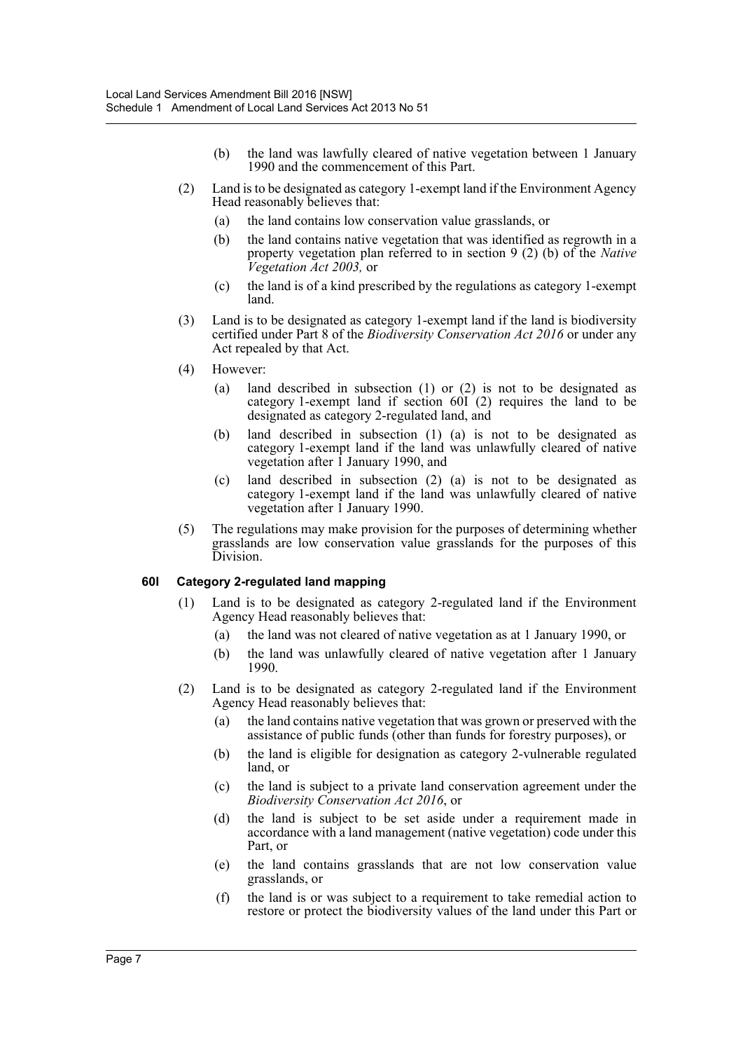(b) the land was lawfully cleared of native vegetation between 1 January 1990 and the commencement of this Part.

(2) Land is to be designated as category 1-exempt land if the Environment Agency Head reasonably believes that:

(a) the land contains low conservation value grasslands, or

(b) the land contains native vegetation that was identified as regrowth in a property vegetation plan referred to in section 9 (2) (b) of the *Native Vegetation Act 2003,* or

(c) the land is of a kind prescribed by the regulations as category 1-exempt land.

(3) Land is to be designated as category 1-exempt land if the land is biodiversity certified under Part 8 of the *Biodiversity Conservation Act 2016* or under any Act repealed by that Act.

(4) However:

(a) land described in subsection (1) or (2) is not to be designated as category 1-exempt land if section 60I (2) requires the land to be designated as category 2-regulated land, and

(b) land described in subsection (1) (a) is not to be designated as category 1-exempt land if the land was unlawfully cleared of native vegetation after 1 January 1990, and

(c) land described in subsection (2) (a) is not to be designated as category 1-exempt land if the land was unlawfully cleared of native vegetation after 1 January 1990.

(5) The regulations may make provision for the purposes of determining whether grasslands are low conservation value grasslands for the purposes of this Division.

**60I Category 2-regulated land mapping**

(1) Land is to be designated as category 2-regulated land if the Environment Agency Head reasonably believes that:

(a) the land was not cleared of native vegetation as at 1 January 1990, or

(b) the land was unlawfully cleared of native vegetation after 1 January 1990.

(2) Land is to be designated as category 2-regulated land if the Environment Agency Head reasonably believes that:

(a) the land contains native vegetation that was grown or preserved with the assistance of public funds (other than funds for forestry purposes), or

(b) the land is eligible for designation as category 2-vulnerable regulated land, or

(c) the land is subject to a private land conservation agreement under the *Biodiversity Conservation Act 2016*, or

(d) the land is subject to be set aside under a requirement made in accordance with a land management (native vegetation) code under this Part, or

(e) the land contains grasslands that are not low conservation value grasslands, or

(f) the land is or was subject to a requirement to take remedial action to restore or protect the biodiversity values of the land under this Part or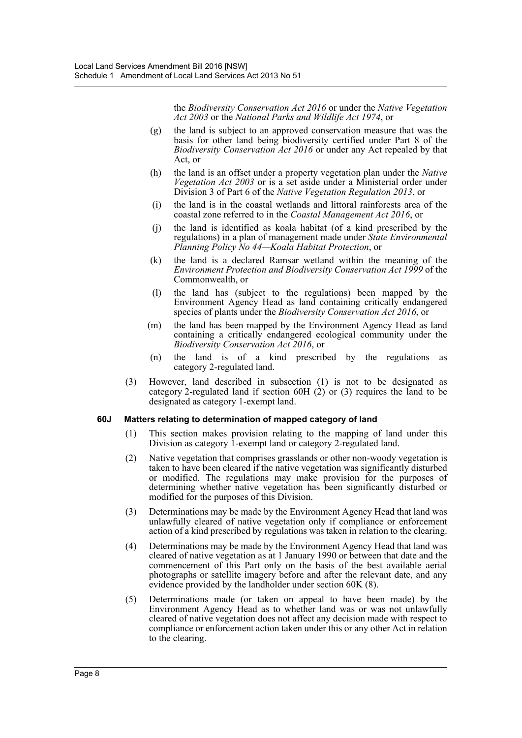the *Biodiversity Conservation Act 2016* or under the *Native Vegetation Act 2003* or the *National Parks and Wildlife Act 1974*, or

(g) the land is subject to an approved conservation measure that was the basis for other land being biodiversity certified under Part 8 of the *Biodiversity Conservation Act 2016* or under any Act repealed by that Act, or

(h) the land is an offset under a property vegetation plan under the *Native Vegetation Act 2003* or is a set aside under a Ministerial order under Division 3 of Part 6 of the *Native Vegetation Regulation 2013*, or

(i) the land is in the coastal wetlands and littoral rainforests area of the coastal zone referred to in the *Coastal Management Act 2016*, or

(j) the land is identified as koala habitat (of a kind prescribed by the regulations) in a plan of management made under *State Environmental Planning Policy No 44—Koala Habitat Protection*, or

(k) the land is a declared Ramsar wetland within the meaning of the *Environment Protection and Biodiversity Conservation Act 1999* of the Commonwealth, or

(l) the land has (subject to the regulations) been mapped by the Environment Agency Head as land containing critically endangered species of plants under the *Biodiversity Conservation Act 2016*, or

(m) the land has been mapped by the Environment Agency Head as land containing a critically endangered ecological community under the *Biodiversity Conservation Act 2016*, or

(n) the land is of a kind prescribed by the regulations as category 2-regulated land.

(3) However, land described in subsection (1) is not to be designated as category 2-regulated land if section 60H (2) or (3) requires the land to be designated as category 1-exempt land.

**60J Matters relating to determination of mapped category of land**

(1) This section makes provision relating to the mapping of land under this Division as category 1-exempt land or category 2-regulated land.

(2) Native vegetation that comprises grasslands or other non-woody vegetation is taken to have been cleared if the native vegetation was significantly disturbed or modified. The regulations may make provision for the purposes of determining whether native vegetation has been significantly disturbed or modified for the purposes of this Division.

(3) Determinations may be made by the Environment Agency Head that land was unlawfully cleared of native vegetation only if compliance or enforcement action of a kind prescribed by regulations was taken in relation to the clearing.

(4) Determinations may be made by the Environment Agency Head that land was cleared of native vegetation as at 1 January 1990 or between that date and the commencement of this Part only on the basis of the best available aerial photographs or satellite imagery before and after the relevant date, and any evidence provided by the landholder under section 60K (8).

(5) Determinations made (or taken on appeal to have been made) by the Environment Agency Head as to whether land was or was not unlawfully cleared of native vegetation does not affect any decision made with respect to compliance or enforcement action taken under this or any other Act in relation to the clearing.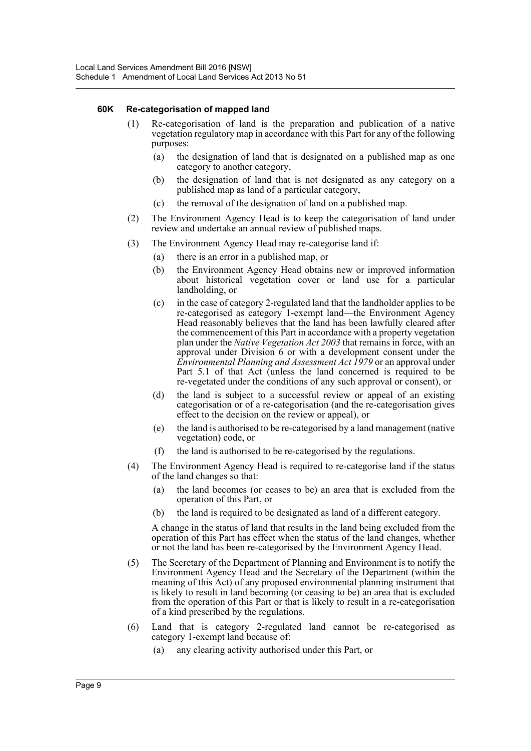#### 60K Re-categorisation of mapped land

(1) Re-categorisation of land is the preparation and publication of a native vegetation regulatory map in accordance with this Part for any of the following purposes:

- (a) the designation of land that is designated on a published map as one category to another category,
- (b) the designation of land that is not designated as any category on a published map as land of a particular category,
- (c) the removal of the designation of land on a published map.

(2) The Environment Agency Head is to keep the categorisation of land under review and undertake an annual review of published maps.

(3) The Environment Agency Head may re-categorise land if:

- (a) there is an error in a published map, or
- (b) the Environment Agency Head obtains new or improved information about historical vegetation cover or land use for a particular landholding, or
- (c) in the case of category 2-regulated land that the landholder applies to be re-categorised as category 1-exempt land—the Environment Agency Head reasonably believes that the land has been lawfully cleared after the commencement of this Part in accordance with a property vegetation plan under the *Native Vegetation Act 2003* that remains in force, with an approval under Division 6 or with a development consent under the *Environmental Planning and Assessment Act 1979* or an approval under Part 5.1 of that Act (unless the land concerned is required to be re-vegetated under the conditions of any such approval or consent), or
- (d) the land is subject to a successful review or appeal of an existing categorisation or of a re-categorisation (and the re-categorisation gives effect to the decision on the review or appeal), or
- (e) the land is authorised to be re-categorised by a land management (native vegetation) code, or
- (f) the land is authorised to be re-categorised by the regulations.

(4) The Environment Agency Head is required to re-categorise land if the status of the land changes so that:

- (a) the land becomes (or ceases to be) an area that is excluded from the operation of this Part, or
- (b) the land is required to be designated as land of a different category.

A change in the status of land that results in the land being excluded from the operation of this Part has effect when the status of the land changes, whether or not the land has been re-categorised by the Environment Agency Head.

(5) The Secretary of the Department of Planning and Environment is to notify the Environment Agency Head and the Secretary of the Department (within the meaning of this Act) of any proposed environmental planning instrument that is likely to result in land becoming (or ceasing to be) an area that is excluded from the operation of this Part or that is likely to result in a re-categorisation of a kind prescribed by the regulations.

(6) Land that is category 2-regulated land cannot be re-categorised as category 1-exempt land because of:

- (a) any clearing activity authorised under this Part, or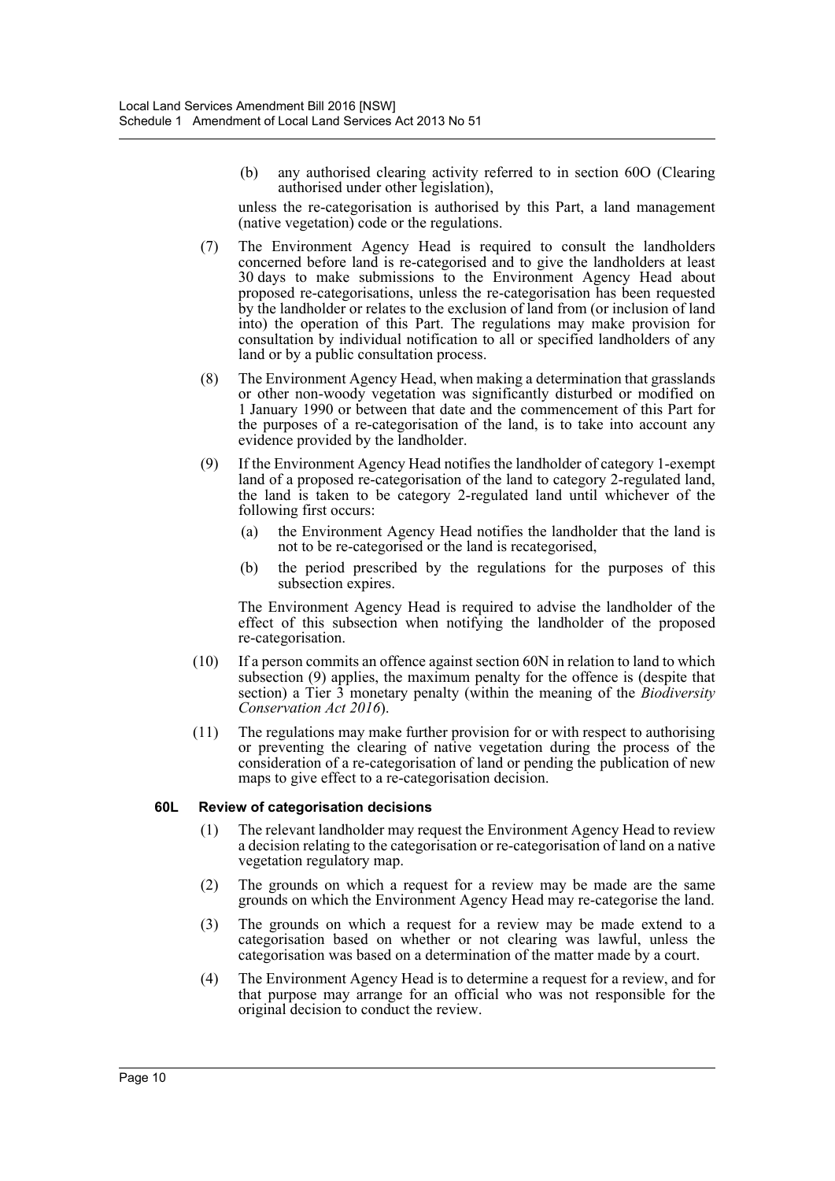(b) any authorised clearing activity referred to in section 60O (Clearing authorised under other legislation),

unless the re-categorisation is authorised by this Part, a land management (native vegetation) code or the regulations.

(7) The Environment Agency Head is required to consult the landholders concerned before land is re-categorised and to give the landholders at least 30 days to make submissions to the Environment Agency Head about proposed re-categorisations, unless the re-categorisation has been requested by the landholder or relates to the exclusion of land from (or inclusion of land into) the operation of this Part. The regulations may make provision for consultation by individual notification to all or specified landholders of any land or by a public consultation process.

(8) The Environment Agency Head, when making a determination that grasslands or other non-woody vegetation was significantly disturbed or modified on 1 January 1990 or between that date and the commencement of this Part for the purposes of a re-categorisation of the land, is to take into account any evidence provided by the landholder.

(9) If the Environment Agency Head notifies the landholder of category 1-exempt land of a proposed re-categorisation of the land to category 2-regulated land, the land is taken to be category 2-regulated land until whichever of the following first occurs:

(a) the Environment Agency Head notifies the landholder that the land is not to be re-categorised or the land is recategorised,

(b) the period prescribed by the regulations for the purposes of this subsection expires.

The Environment Agency Head is required to advise the landholder of the effect of this subsection when notifying the landholder of the proposed re-categorisation.

(10) If a person commits an offence against section 60N in relation to land to which subsection (9) applies, the maximum penalty for the offence is (despite that section) a Tier 3 monetary penalty (within the meaning of the *Biodiversity Conservation Act 2016*).

(11) The regulations may make further provision for or with respect to authorising or preventing the clearing of native vegetation during the process of the consideration of a re-categorisation of land or pending the publication of new maps to give effect to a re-categorisation decision.

**60L Review of categorisation decisions**

(1) The relevant landholder may request the Environment Agency Head to review a decision relating to the categorisation or re-categorisation of land on a native vegetation regulatory map.

(2) The grounds on which a request for a review may be made are the same grounds on which the Environment Agency Head may re-categorise the land.

(3) The grounds on which a request for a review may be made extend to a categorisation based on whether or not clearing was lawful, unless the categorisation was based on a determination of the matter made by a court.

(4) The Environment Agency Head is to determine a request for a review, and for that purpose may arrange for an official who was not responsible for the original decision to conduct the review.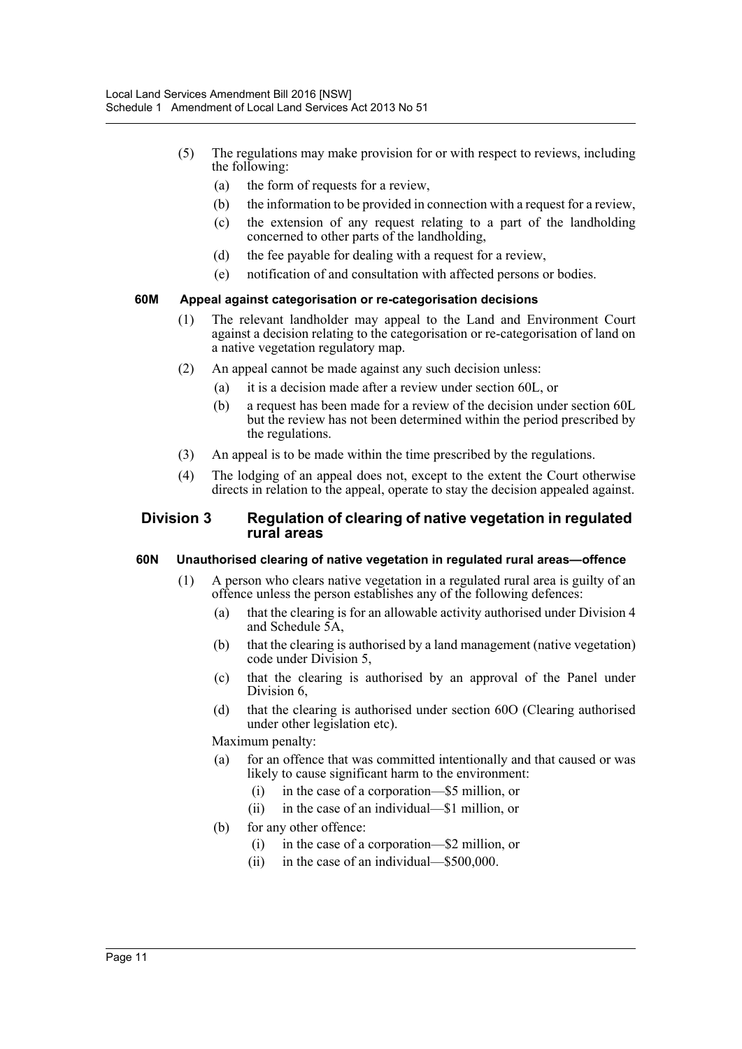(5) The regulations may make provision for or with respect to reviews, including the following:

(a) the form of requests for a review,

(b) the information to be provided in connection with a request for a review,

(c) the extension of any request relating to a part of the landholding concerned to other parts of the landholding,

(d) the fee payable for dealing with a request for a review,

(e) notification of and consultation with affected persons or bodies.

#### 60M Appeal against categorisation or re-categorisation decisions

(1) The relevant landholder may appeal to the Land and Environment Court against a decision relating to the categorisation or re-categorisation of land on a native vegetation regulatory map.

(2) An appeal cannot be made against any such decision unless:

(a) it is a decision made after a review under section 60L, or

(b) a request has been made for a review of the decision under section 60L but the review has not been determined within the period prescribed by the regulations.

(3) An appeal is to be made within the time prescribed by the regulations.

(4) The lodging of an appeal does not, except to the extent the Court otherwise directs in relation to the appeal, operate to stay the decision appealed against.

### Division 3 Regulation of clearing of native vegetation in regulated rural areas

#### 60N Unauthorised clearing of native vegetation in regulated rural areas—offence

(1) A person who clears native vegetation in a regulated rural area is guilty of an offence unless the person establishes any of the following defences:

(a) that the clearing is for an allowable activity authorised under Division 4 and Schedule 5A,

(b) that the clearing is authorised by a land management (native vegetation) code under Division 5,

(c) that the clearing is authorised by an approval of the Panel under Division 6,

(d) that the clearing is authorised under section 60O (Clearing authorised under other legislation etc).

Maximum penalty:

(a) for an offence that was committed intentionally and that caused or was likely to cause significant harm to the environment:

(i) in the case of a corporation—\$5 million, or

(ii) in the case of an individual—\$1 million, or

(b) for any other offence:

(i) in the case of a corporation—\$2 million, or

(ii) in the case of an individual—\$500,000.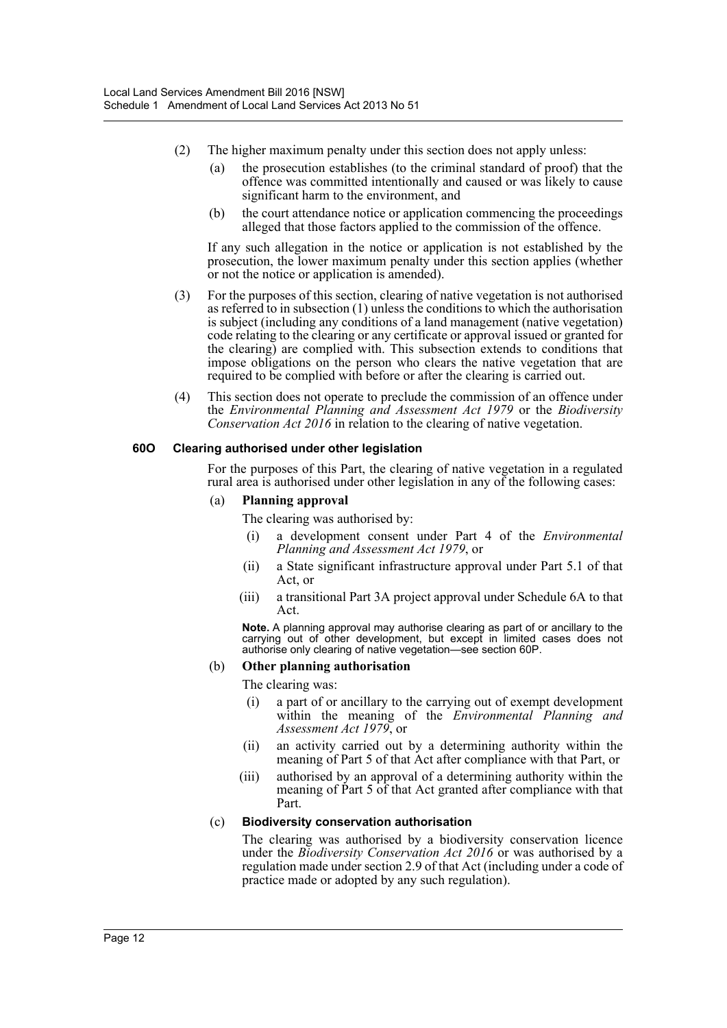(2) The higher maximum penalty under this section does not apply unless:

(a) the prosecution establishes (to the criminal standard of proof) that the offence was committed intentionally and caused or was likely to cause significant harm to the environment, and

(b) the court attendance notice or application commencing the proceedings alleged that those factors applied to the commission of the offence.

If any such allegation in the notice or application is not established by the prosecution, the lower maximum penalty under this section applies (whether or not the notice or application is amended).

(3) For the purposes of this section, clearing of native vegetation is not authorised as referred to in subsection (1) unless the conditions to which the authorisation is subject (including any conditions of a land management (native vegetation) code relating to the clearing or any certificate or approval issued or granted for the clearing) are complied with. This subsection extends to conditions that impose obligations on the person who clears the native vegetation that are required to be complied with before or after the clearing is carried out.

(4) This section does not operate to preclude the commission of an offence under the *Environmental Planning and Assessment Act 1979* or the *Biodiversity Conservation Act 2016* in relation to the clearing of native vegetation.

**60O Clearing authorised under other legislation**

For the purposes of this Part, the clearing of native vegetation in a regulated rural area is authorised under other legislation in any of the following cases:

(a) **Planning approval**

The clearing was authorised by:

(i) a development consent under Part 4 of the *Environmental Planning and Assessment Act 1979*, or

(ii) a State significant infrastructure approval under Part 5.1 of that Act, or

(iii) a transitional Part 3A project approval under Schedule 6A to that Act.

**Note.** A planning approval may authorise clearing as part of or ancillary to the carrying out of other development, but except in limited cases does not authorise only clearing of native vegetation—see section 60P.

(b) **Other planning authorisation**

The clearing was:

(i) a part of or ancillary to the carrying out of exempt development within the meaning of the *Environmental Planning and Assessment Act 1979*, or

(ii) an activity carried out by a determining authority within the meaning of Part 5 of that Act after compliance with that Part, or

(iii) authorised by an approval of a determining authority within the meaning of Part 5 of that Act granted after compliance with that Part.

(c) **Biodiversity conservation authorisation**

The clearing was authorised by a biodiversity conservation licence under the *Biodiversity Conservation Act 2016* or was authorised by a regulation made under section 2.9 of that Act (including under a code of practice made or adopted by any such regulation).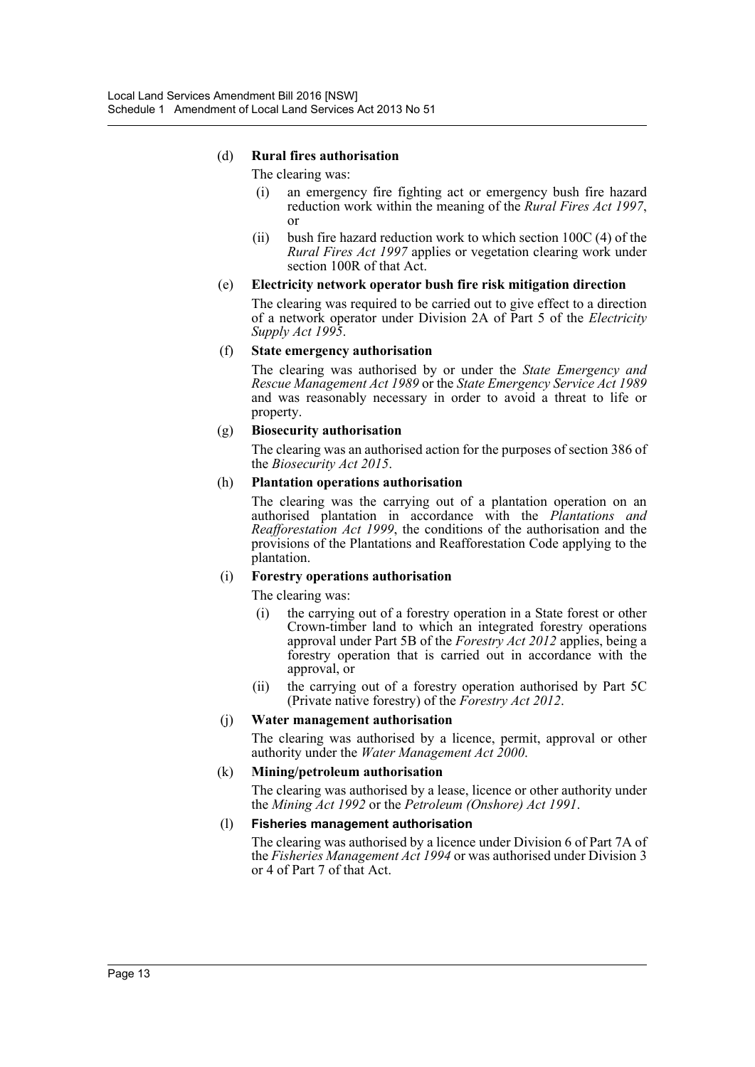(d) **Rural fires authorisation**

The clearing was:

(i) an emergency fire fighting act or emergency bush fire hazard reduction work within the meaning of the *Rural Fires Act 1997*, or

(ii) bush fire hazard reduction work to which section 100C (4) of the *Rural Fires Act 1997* applies or vegetation clearing work under section 100R of that Act.

(e) **Electricity network operator bush fire risk mitigation direction**

The clearing was required to be carried out to give effect to a direction of a network operator under Division 2A of Part 5 of the *Electricity Supply Act 1995*.

(f) **State emergency authorisation**

The clearing was authorised by or under the *State Emergency and Rescue Management Act 1989* or the *State Emergency Service Act 1989* and was reasonably necessary in order to avoid a threat to life or property.

(g) **Biosecurity authorisation**

The clearing was an authorised action for the purposes of section 386 of the *Biosecurity Act 2015*.

(h) **Plantation operations authorisation**

The clearing was the carrying out of a plantation operation on an authorised plantation in accordance with the *Plantations and Reafforestation Act 1999*, the conditions of the authorisation and the provisions of the Plantations and Reafforestation Code applying to the plantation.

(i) **Forestry operations authorisation**

The clearing was:

(i) the carrying out of a forestry operation in a State forest or other Crown-timber land to which an integrated forestry operations approval under Part 5B of the *Forestry Act 2012* applies, being a forestry operation that is carried out in accordance with the approval, or

(ii) the carrying out of a forestry operation authorised by Part 5C (Private native forestry) of the *Forestry Act 2012*.

(j) **Water management authorisation**

The clearing was authorised by a licence, permit, approval or other authority under the *Water Management Act 2000*.

(k) **Mining/petroleum authorisation**

The clearing was authorised by a lease, licence or other authority under the *Mining Act 1992* or the *Petroleum (Onshore) Act 1991*.

(l) **Fisheries management authorisation**

The clearing was authorised by a licence under Division 6 of Part 7A of the *Fisheries Management Act 1994* or was authorised under Division 3 or 4 of Part 7 of that Act.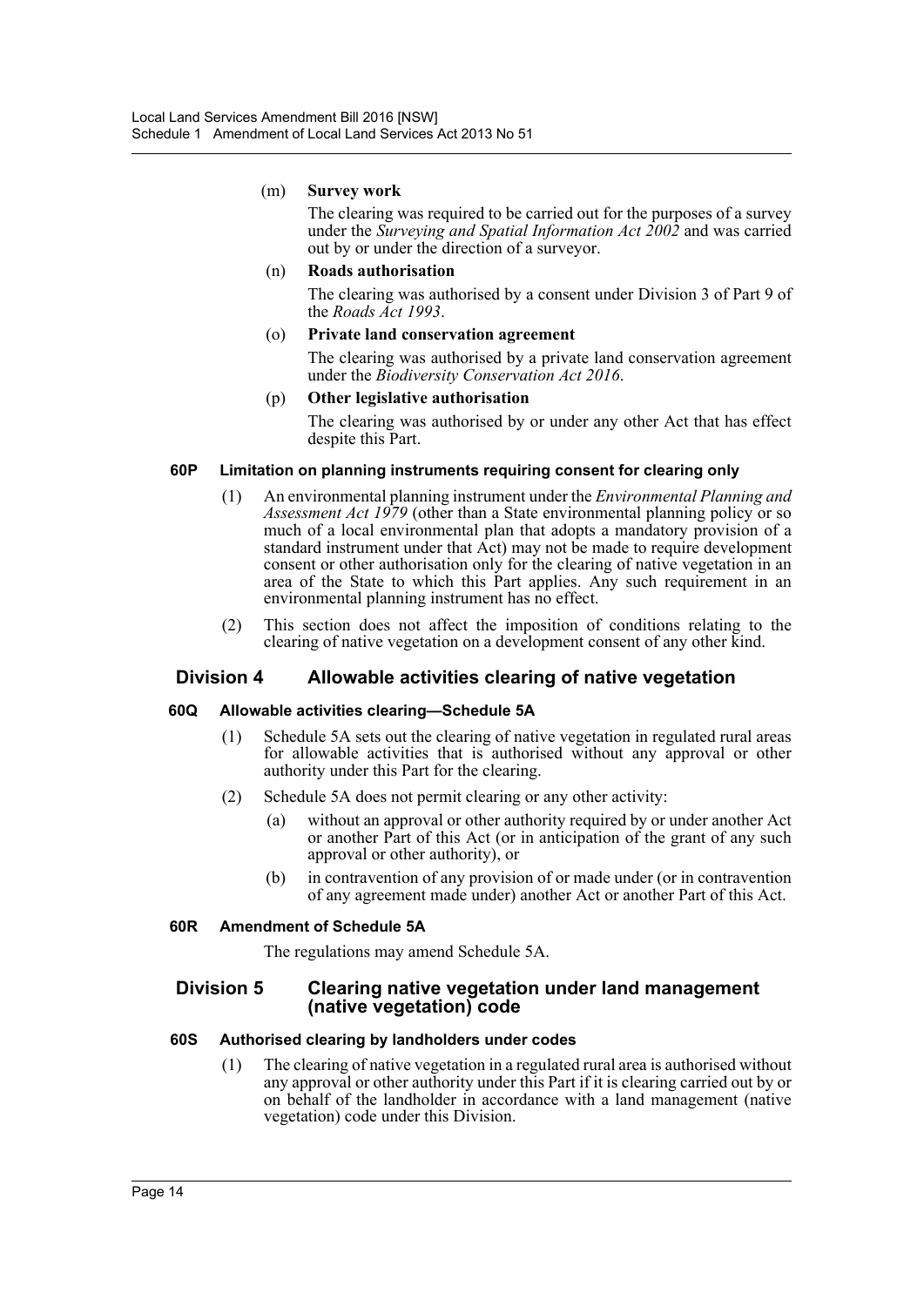(m) **Survey work**

The clearing was required to be carried out for the purposes of a survey under the *Surveying and Spatial Information Act 2002* and was carried out by or under the direction of a surveyor.

(n) **Roads authorisation**

The clearing was authorised by a consent under Division 3 of Part 9 of the *Roads Act 1993*.

(o) **Private land conservation agreement**

The clearing was authorised by a private land conservation agreement under the *Biodiversity Conservation Act 2016*.

(p) **Other legislative authorisation**

The clearing was authorised by or under any other Act that has effect despite this Part.

#### 60P Limitation on planning instruments requiring consent for clearing only

(1) An environmental planning instrument under the *Environmental Planning and Assessment Act 1979* (other than a State environmental planning policy or so much of a local environmental plan that adopts a mandatory provision of a standard instrument under that Act) may not be made to require development consent or other authorisation only for the clearing of native vegetation in an area of the State to which this Part applies. Any such requirement in an environmental planning instrument has no effect.

(2) This section does not affect the imposition of conditions relating to the clearing of native vegetation on a development consent of any other kind.

### Division 4 Allowable activities clearing of native vegetation

#### 60Q Allowable activities clearing—Schedule 5A

(1) Schedule 5A sets out the clearing of native vegetation in regulated rural areas for allowable activities that is authorised without any approval or other authority under this Part for the clearing.

(2) Schedule 5A does not permit clearing or any other activity:

(a) without an approval or other authority required by or under another Act or another Part of this Act (or in anticipation of the grant of any such approval or other authority), or

(b) in contravention of any provision of or made under (or in contravention of any agreement made under) another Act or another Part of this Act.

#### 60R Amendment of Schedule 5A

The regulations may amend Schedule 5A.

### Division 5 Clearing native vegetation under land management (native vegetation) code

#### 60S Authorised clearing by landholders under codes

(1) The clearing of native vegetation in a regulated rural area is authorised without any approval or other authority under this Part if it is clearing carried out by or on behalf of the landholder in accordance with a land management (native vegetation) code under this Division.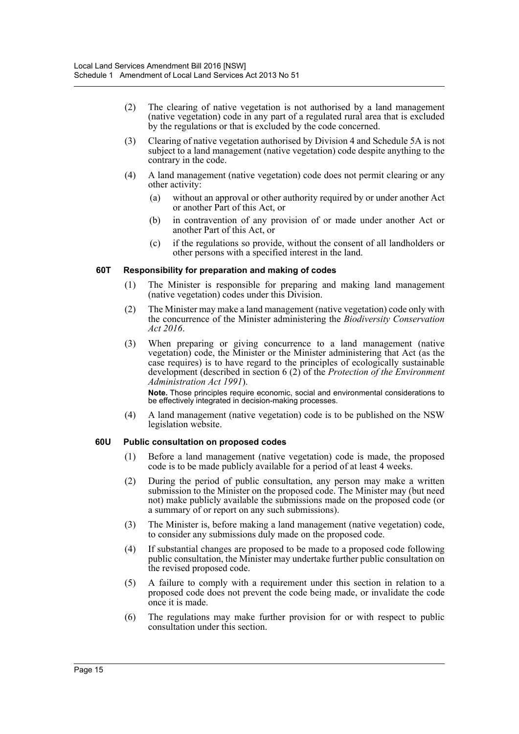(2) The clearing of native vegetation is not authorised by a land management (native vegetation) code in any part of a regulated rural area that is excluded by the regulations or that is excluded by the code concerned.

(3) Clearing of native vegetation authorised by Division 4 and Schedule 5A is not subject to a land management (native vegetation) code despite anything to the contrary in the code.

(4) A land management (native vegetation) code does not permit clearing or any other activity:

(a) without an approval or other authority required by or under another Act or another Part of this Act, or

(b) in contravention of any provision of or made under another Act or another Part of this Act, or

(c) if the regulations so provide, without the consent of all landholders or other persons with a specified interest in the land.

#### 60T Responsibility for preparation and making of codes

(1) The Minister is responsible for preparing and making land management (native vegetation) codes under this Division.

(2) The Minister may make a land management (native vegetation) code only with the concurrence of the Minister administering the *Biodiversity Conservation Act 2016*.

(3) When preparing or giving concurrence to a land management (native vegetation) code, the Minister or the Minister administering that Act (as the case requires) is to have regard to the principles of ecologically sustainable development (described in section 6 (2) of the *Protection of the Environment Administration Act 1991*).

**Note.** Those principles require economic, social and environmental considerations to be effectively integrated in decision-making processes.

(4) A land management (native vegetation) code is to be published on the NSW legislation website.

#### 60U Public consultation on proposed codes

(1) Before a land management (native vegetation) code is made, the proposed code is to be made publicly available for a period of at least 4 weeks.

(2) During the period of public consultation, any person may make a written submission to the Minister on the proposed code. The Minister may (but need not) make publicly available the submissions made on the proposed code (or a summary of or report on any such submissions).

(3) The Minister is, before making a land management (native vegetation) code, to consider any submissions duly made on the proposed code.

(4) If substantial changes are proposed to be made to a proposed code following public consultation, the Minister may undertake further public consultation on the revised proposed code.

(5) A failure to comply with a requirement under this section in relation to a proposed code does not prevent the code being made, or invalidate the code once it is made.

(6) The regulations may make further provision for or with respect to public consultation under this section.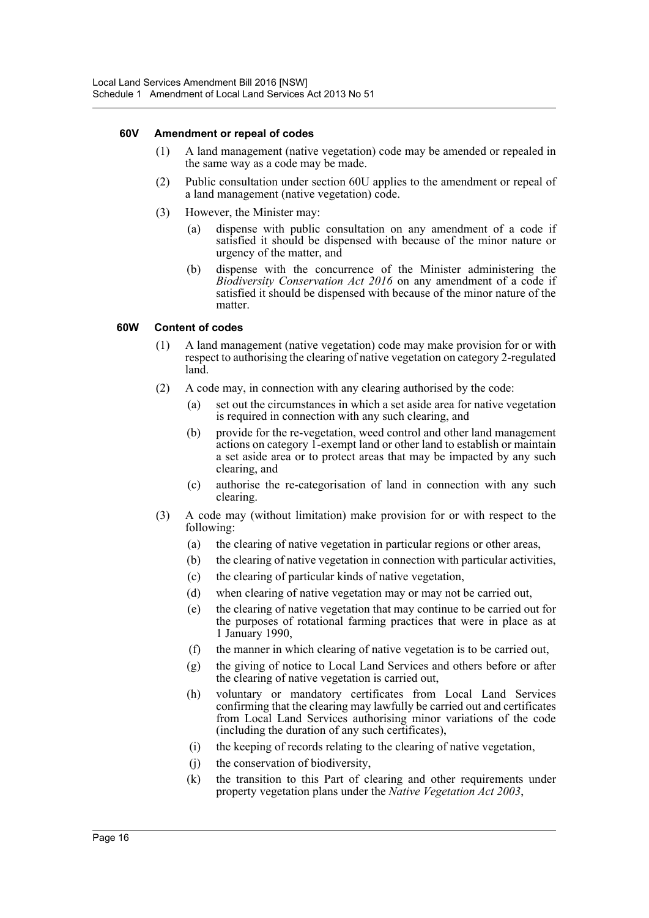**60V Amendment or repeal of codes**

(1) A land management (native vegetation) code may be amended or repealed in the same way as a code may be made.

(2) Public consultation under section 60U applies to the amendment or repeal of a land management (native vegetation) code.

(3) However, the Minister may:

(a) dispense with public consultation on any amendment of a code if satisfied it should be dispensed with because of the minor nature or urgency of the matter, and

(b) dispense with the concurrence of the Minister administering the *Biodiversity Conservation Act 2016* on any amendment of a code if satisfied it should be dispensed with because of the minor nature of the matter.

**60W Content of codes**

(1) A land management (native vegetation) code may make provision for or with respect to authorising the clearing of native vegetation on category 2-regulated land.

(2) A code may, in connection with any clearing authorised by the code:

(a) set out the circumstances in which a set aside area for native vegetation is required in connection with any such clearing, and

(b) provide for the re-vegetation, weed control and other land management actions on category 1-exempt land or other land to establish or maintain a set aside area or to protect areas that may be impacted by any such clearing, and

(c) authorise the re-categorisation of land in connection with any such clearing.

(3) A code may (without limitation) make provision for or with respect to the following:

(a) the clearing of native vegetation in particular regions or other areas,

(b) the clearing of native vegetation in connection with particular activities,

(c) the clearing of particular kinds of native vegetation,

(d) when clearing of native vegetation may or may not be carried out,

(e) the clearing of native vegetation that may continue to be carried out for the purposes of rotational farming practices that were in place as at 1 January 1990,

(f) the manner in which clearing of native vegetation is to be carried out,

(g) the giving of notice to Local Land Services and others before or after the clearing of native vegetation is carried out,

(h) voluntary or mandatory certificates from Local Land Services confirming that the clearing may lawfully be carried out and certificates from Local Land Services authorising minor variations of the code (including the duration of any such certificates),

(i) the keeping of records relating to the clearing of native vegetation,

(j) the conservation of biodiversity,

(k) the transition to this Part of clearing and other requirements under property vegetation plans under the *Native Vegetation Act 2003*,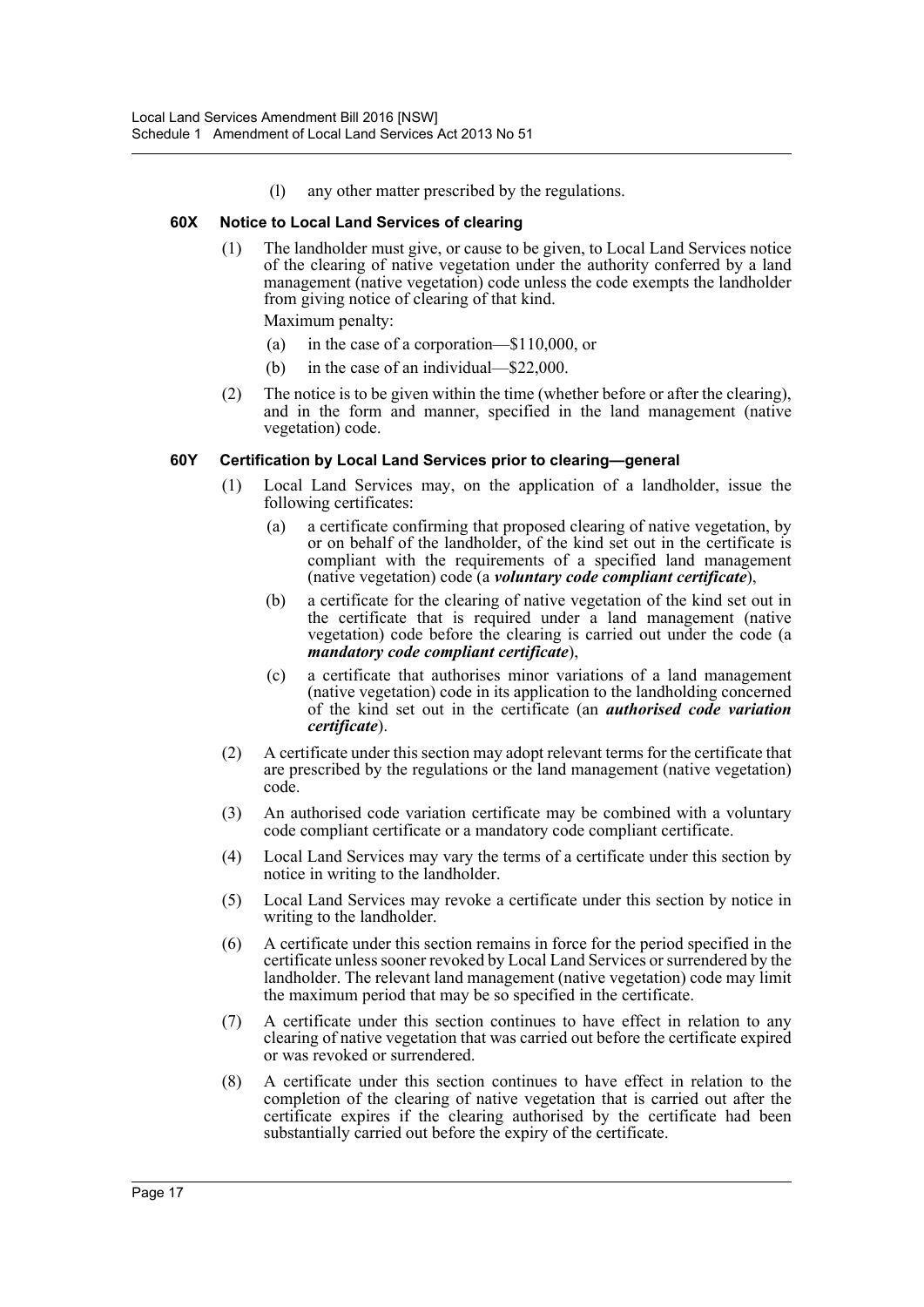(l) any other matter prescribed by the regulations.

### 60X Notice to Local Land Services of clearing

(1) The landholder must give, or cause to be given, to Local Land Services notice of the clearing of native vegetation under the authority conferred by a land management (native vegetation) code unless the code exempts the landholder from giving notice of clearing of that kind.

Maximum penalty:

(a) in the case of a corporation—$110,000, or

(b) in the case of an individual—$22,000.

(2) The notice is to be given within the time (whether before or after the clearing), and in the form and manner, specified in the land management (native vegetation) code.

### 60Y Certification by Local Land Services prior to clearing—general

(1) Local Land Services may, on the application of a landholder, issue the following certificates:

(a) a certificate confirming that proposed clearing of native vegetation, by or on behalf of the landholder, of the kind set out in the certificate is compliant with the requirements of a specified land management (native vegetation) code (a ***voluntary code compliant certificate***),

(b) a certificate for the clearing of native vegetation of the kind set out in the certificate that is required under a land management (native vegetation) code before the clearing is carried out under the code (a ***mandatory code compliant certificate***),

(c) a certificate that authorises minor variations of a land management (native vegetation) code in its application to the landholding concerned of the kind set out in the certificate (an ***authorised code variation certificate***).

(2) A certificate under this section may adopt relevant terms for the certificate that are prescribed by the regulations or the land management (native vegetation) code.

(3) An authorised code variation certificate may be combined with a voluntary code compliant certificate or a mandatory code compliant certificate.

(4) Local Land Services may vary the terms of a certificate under this section by notice in writing to the landholder.

(5) Local Land Services may revoke a certificate under this section by notice in writing to the landholder.

(6) A certificate under this section remains in force for the period specified in the certificate unless sooner revoked by Local Land Services or surrendered by the landholder. The relevant land management (native vegetation) code may limit the maximum period that may be so specified in the certificate.

(7) A certificate under this section continues to have effect in relation to any clearing of native vegetation that was carried out before the certificate expired or was revoked or surrendered.

(8) A certificate under this section continues to have effect in relation to the completion of the clearing of native vegetation that is carried out after the certificate expires if the clearing authorised by the certificate had been substantially carried out before the expiry of the certificate.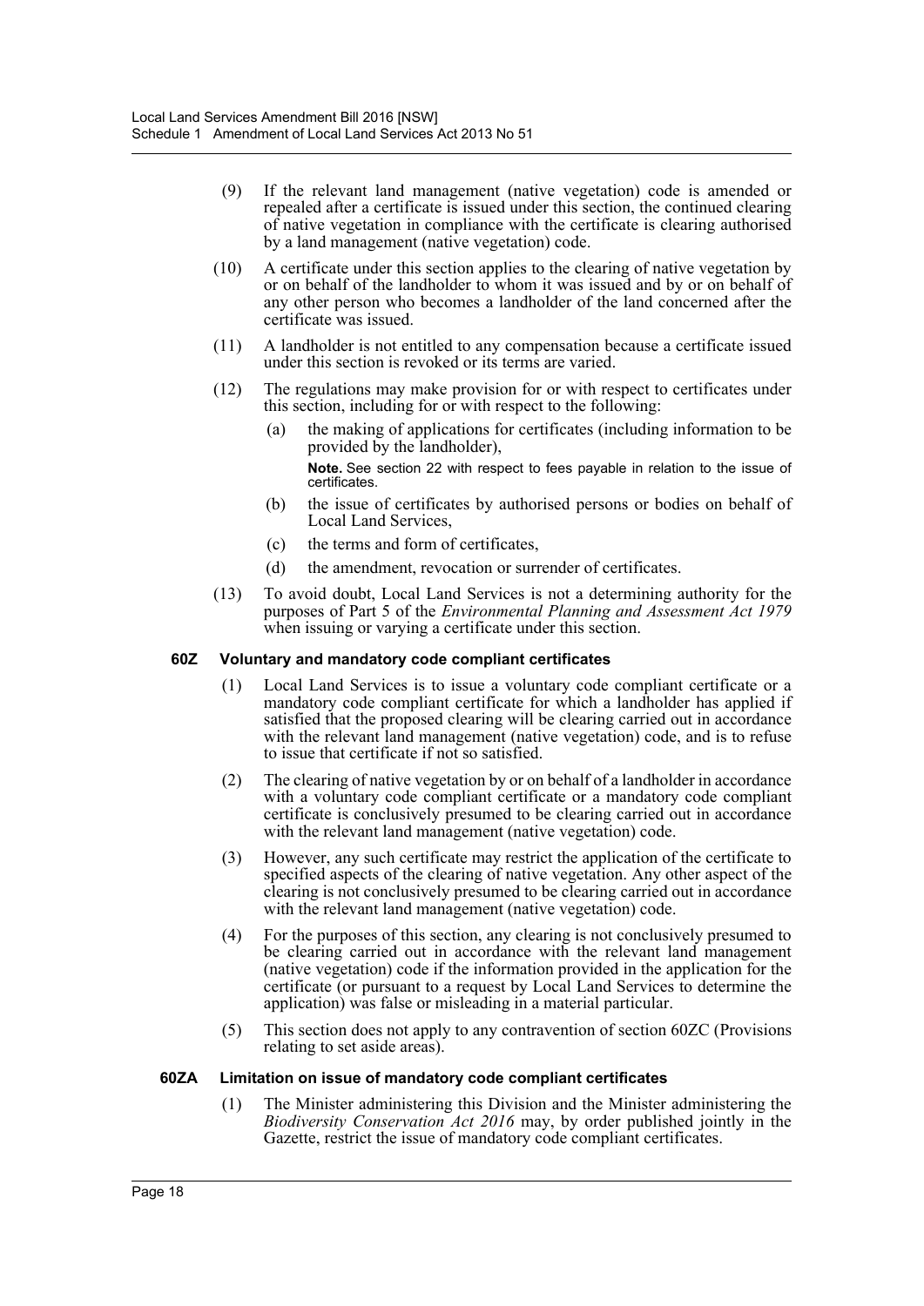(9) If the relevant land management (native vegetation) code is amended or repealed after a certificate is issued under this section, the continued clearing of native vegetation in compliance with the certificate is clearing authorised by a land management (native vegetation) code.

(10) A certificate under this section applies to the clearing of native vegetation by or on behalf of the landholder to whom it was issued and by or on behalf of any other person who becomes a landholder of the land concerned after the certificate was issued.

(11) A landholder is not entitled to any compensation because a certificate issued under this section is revoked or its terms are varied.

(12) The regulations may make provision for or with respect to certificates under this section, including for or with respect to the following:

- (a) the making of applications for certificates (including information to be provided by the landholder),

  **Note.** See section 22 with respect to fees payable in relation to the issue of certificates.

- (b) the issue of certificates by authorised persons or bodies on behalf of Local Land Services,
- (c) the terms and form of certificates,
- (d) the amendment, revocation or surrender of certificates.

(13) To avoid doubt, Local Land Services is not a determining authority for the purposes of Part 5 of the *Environmental Planning and Assessment Act 1979* when issuing or varying a certificate under this section.

### 60Z Voluntary and mandatory code compliant certificates

(1) Local Land Services is to issue a voluntary code compliant certificate or a mandatory code compliant certificate for which a landholder has applied if satisfied that the proposed clearing will be clearing carried out in accordance with the relevant land management (native vegetation) code, and is to refuse to issue that certificate if not so satisfied.

(2) The clearing of native vegetation by or on behalf of a landholder in accordance with a voluntary code compliant certificate or a mandatory code compliant certificate is conclusively presumed to be clearing carried out in accordance with the relevant land management (native vegetation) code.

(3) However, any such certificate may restrict the application of the certificate to specified aspects of the clearing of native vegetation. Any other aspect of the clearing is not conclusively presumed to be clearing carried out in accordance with the relevant land management (native vegetation) code.

(4) For the purposes of this section, any clearing is not conclusively presumed to be clearing carried out in accordance with the relevant land management (native vegetation) code if the information provided in the application for the certificate (or pursuant to a request by Local Land Services to determine the application) was false or misleading in a material particular.

(5) This section does not apply to any contravention of section 60ZC (Provisions relating to set aside areas).

### 60ZA Limitation on issue of mandatory code compliant certificates

(1) The Minister administering this Division and the Minister administering the *Biodiversity Conservation Act 2016* may, by order published jointly in the Gazette, restrict the issue of mandatory code compliant certificates.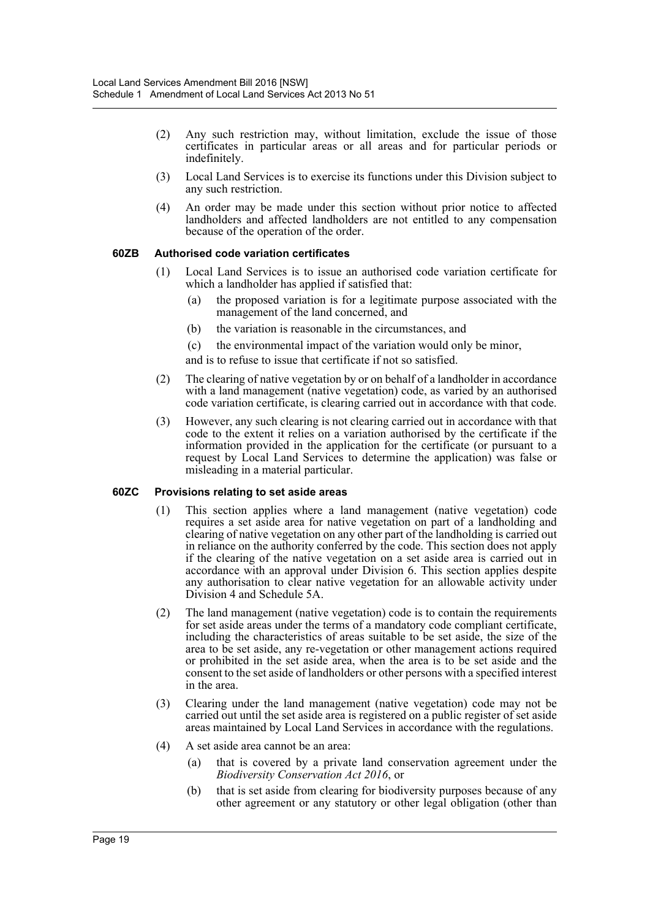(2) Any such restriction may, without limitation, exclude the issue of those certificates in particular areas or all areas and for particular periods or indefinitely.

(3) Local Land Services is to exercise its functions under this Division subject to any such restriction.

(4) An order may be made under this section without prior notice to affected landholders and affected landholders are not entitled to any compensation because of the operation of the order.

#### 60ZB Authorised code variation certificates

(1) Local Land Services is to issue an authorised code variation certificate for which a landholder has applied if satisfied that:

(a) the proposed variation is for a legitimate purpose associated with the management of the land concerned, and

(b) the variation is reasonable in the circumstances, and

(c) the environmental impact of the variation would only be minor,

and is to refuse to issue that certificate if not so satisfied.

(2) The clearing of native vegetation by or on behalf of a landholder in accordance with a land management (native vegetation) code, as varied by an authorised code variation certificate, is clearing carried out in accordance with that code.

(3) However, any such clearing is not clearing carried out in accordance with that code to the extent it relies on a variation authorised by the certificate if the information provided in the application for the certificate (or pursuant to a request by Local Land Services to determine the application) was false or misleading in a material particular.

#### 60ZC Provisions relating to set aside areas

(1) This section applies where a land management (native vegetation) code requires a set aside area for native vegetation on part of a landholding and clearing of native vegetation on any other part of the landholding is carried out in reliance on the authority conferred by the code. This section does not apply if the clearing of the native vegetation on a set aside area is carried out in accordance with an approval under Division 6. This section applies despite any authorisation to clear native vegetation for an allowable activity under Division 4 and Schedule 5A.

(2) The land management (native vegetation) code is to contain the requirements for set aside areas under the terms of a mandatory code compliant certificate, including the characteristics of areas suitable to be set aside, the size of the area to be set aside, any re-vegetation or other management actions required or prohibited in the set aside area, when the area is to be set aside and the consent to the set aside of landholders or other persons with a specified interest in the area.

(3) Clearing under the land management (native vegetation) code may not be carried out until the set aside area is registered on a public register of set aside areas maintained by Local Land Services in accordance with the regulations.

(4) A set aside area cannot be an area:

(a) that is covered by a private land conservation agreement under the *Biodiversity Conservation Act 2016*, or

(b) that is set aside from clearing for biodiversity purposes because of any other agreement or any statutory or other legal obligation (other than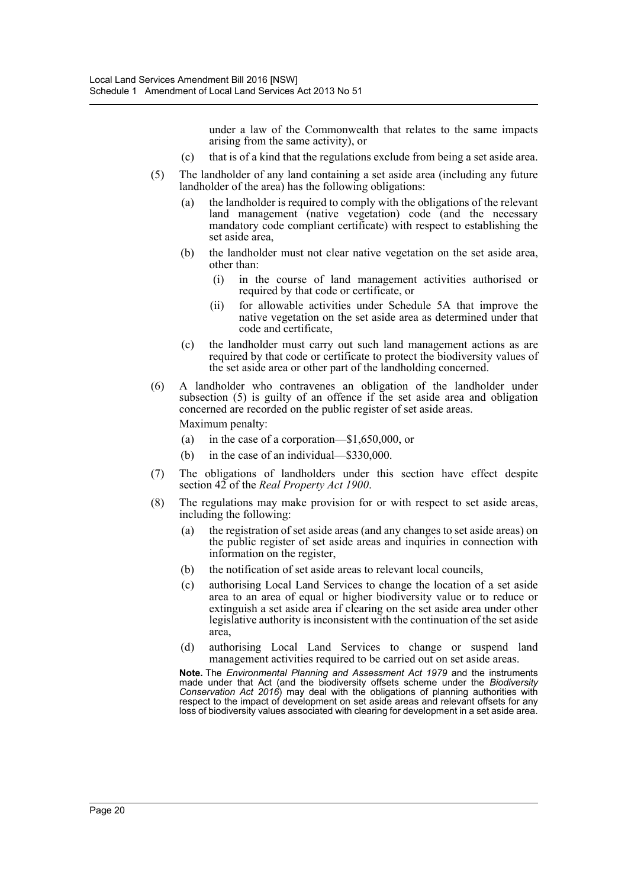under a law of the Commonwealth that relates to the same impacts arising from the same activity), or

(c) that is of a kind that the regulations exclude from being a set aside area.

(5) The landholder of any land containing a set aside area (including any future landholder of the area) has the following obligations:

(a) the landholder is required to comply with the obligations of the relevant land management (native vegetation) code (and the necessary mandatory code compliant certificate) with respect to establishing the set aside area,

(b) the landholder must not clear native vegetation on the set aside area, other than:

(i) in the course of land management activities authorised or required by that code or certificate, or

(ii) for allowable activities under Schedule 5A that improve the native vegetation on the set aside area as determined under that code and certificate,

(c) the landholder must carry out such land management actions as are required by that code or certificate to protect the biodiversity values of the set aside area or other part of the landholding concerned.

(6) A landholder who contravenes an obligation of the landholder under subsection (5) is guilty of an offence if the set aside area and obligation concerned are recorded on the public register of set aside areas.

Maximum penalty:

(a) in the case of a corporation—$1,650,000, or

(b) in the case of an individual—$330,000.

(7) The obligations of landholders under this section have effect despite section 42 of the *Real Property Act 1900*.

(8) The regulations may make provision for or with respect to set aside areas, including the following:

(a) the registration of set aside areas (and any changes to set aside areas) on the public register of set aside areas and inquiries in connection with information on the register,

(b) the notification of set aside areas to relevant local councils,

(c) authorising Local Land Services to change the location of a set aside area to an area of equal or higher biodiversity value or to reduce or extinguish a set aside area if clearing on the set aside area under other legislative authority is inconsistent with the continuation of the set aside area,

(d) authorising Local Land Services to change or suspend land management activities required to be carried out on set aside areas.

**Note.** The *Environmental Planning and Assessment Act 1979* and the instruments made under that Act (and the biodiversity offsets scheme under the *Biodiversity Conservation Act 2016*) may deal with the obligations of planning authorities with respect to the impact of development on set aside areas and relevant offsets for any loss of biodiversity values associated with clearing for development in a set aside area.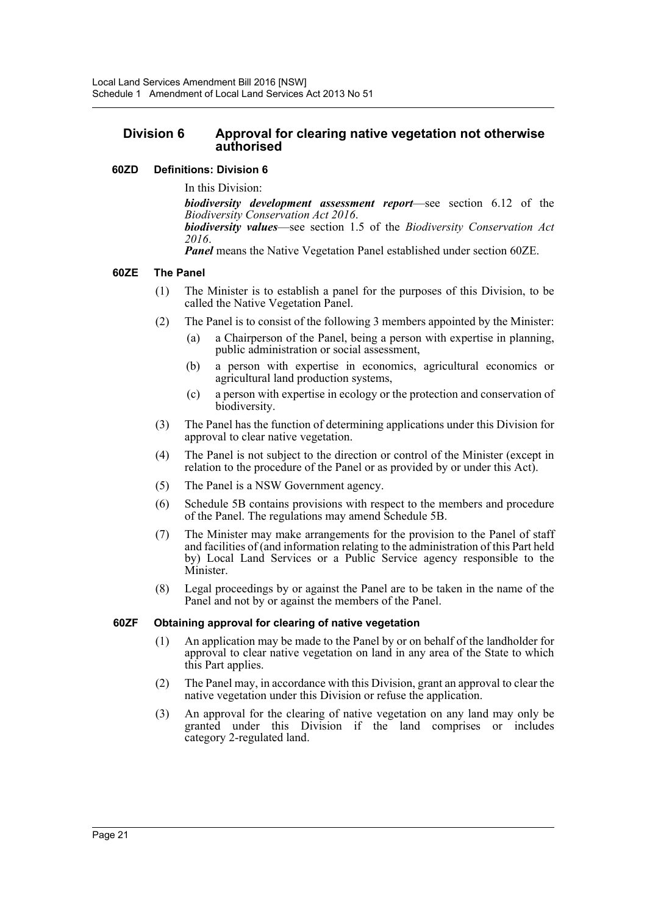## Division 6 Approval for clearing native vegetation not otherwise authorised

### 60ZD Definitions: Division 6

In this Division:

***biodiversity development assessment report***—see section 6.12 of the *Biodiversity Conservation Act 2016*.

***biodiversity values***—see section 1.5 of the *Biodiversity Conservation Act 2016*.

***Panel*** means the Native Vegetation Panel established under section 60ZE.

### 60ZE The Panel

(1) The Minister is to establish a panel for the purposes of this Division, to be called the Native Vegetation Panel.

(2) The Panel is to consist of the following 3 members appointed by the Minister:

- (a) a Chairperson of the Panel, being a person with expertise in planning, public administration or social assessment,
- (b) a person with expertise in economics, agricultural economics or agricultural land production systems,
- (c) a person with expertise in ecology or the protection and conservation of biodiversity.

(3) The Panel has the function of determining applications under this Division for approval to clear native vegetation.

(4) The Panel is not subject to the direction or control of the Minister (except in relation to the procedure of the Panel or as provided by or under this Act).

(5) The Panel is a NSW Government agency.

(6) Schedule 5B contains provisions with respect to the members and procedure of the Panel. The regulations may amend Schedule 5B.

(7) The Minister may make arrangements for the provision to the Panel of staff and facilities of (and information relating to the administration of this Part held by) Local Land Services or a Public Service agency responsible to the Minister.

(8) Legal proceedings by or against the Panel are to be taken in the name of the Panel and not by or against the members of the Panel.

### 60ZF Obtaining approval for clearing of native vegetation

(1) An application may be made to the Panel by or on behalf of the landholder for approval to clear native vegetation on land in any area of the State to which this Part applies.

(2) The Panel may, in accordance with this Division, grant an approval to clear the native vegetation under this Division or refuse the application.

(3) An approval for the clearing of native vegetation on any land may only be granted under this Division if the land comprises or includes category 2-regulated land.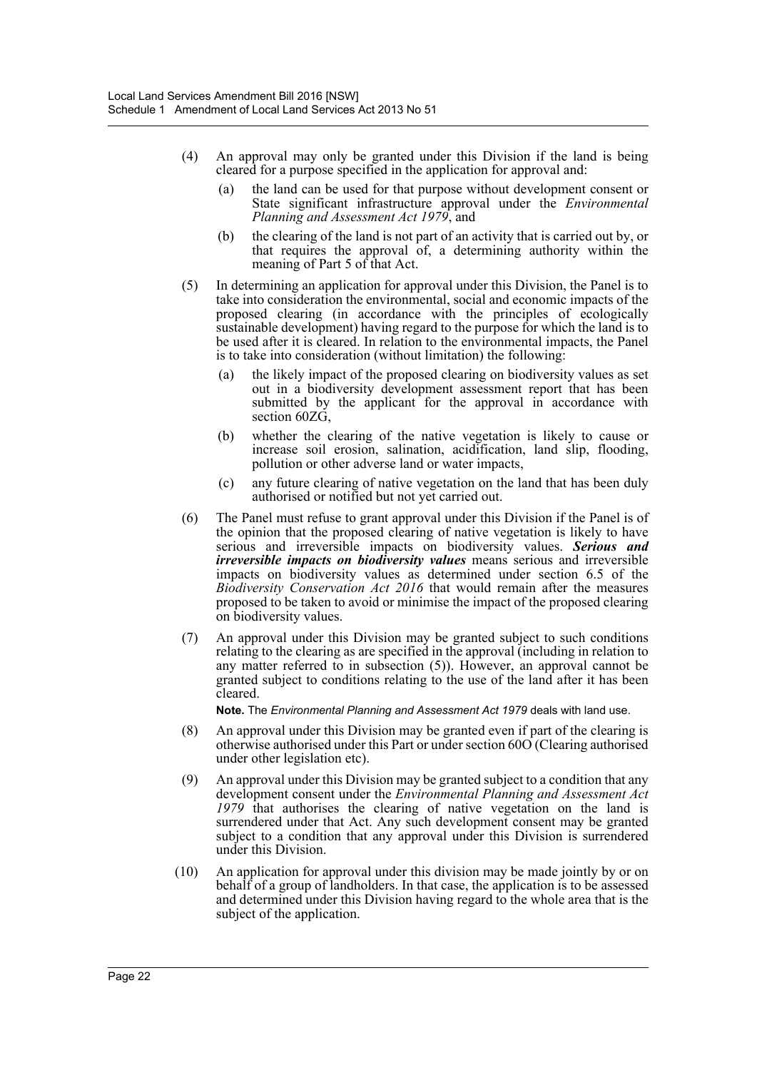(4) An approval may only be granted under this Division if the land is being cleared for a purpose specified in the application for approval and:

(a) the land can be used for that purpose without development consent or State significant infrastructure approval under the *Environmental Planning and Assessment Act 1979*, and

(b) the clearing of the land is not part of an activity that is carried out by, or that requires the approval of, a determining authority within the meaning of Part 5 of that Act.

(5) In determining an application for approval under this Division, the Panel is to take into consideration the environmental, social and economic impacts of the proposed clearing (in accordance with the principles of ecologically sustainable development) having regard to the purpose for which the land is to be used after it is cleared. In relation to the environmental impacts, the Panel is to take into consideration (without limitation) the following:

(a) the likely impact of the proposed clearing on biodiversity values as set out in a biodiversity development assessment report that has been submitted by the applicant for the approval in accordance with section 60ZG,

(b) whether the clearing of the native vegetation is likely to cause or increase soil erosion, salination, acidification, land slip, flooding, pollution or other adverse land or water impacts,

(c) any future clearing of native vegetation on the land that has been duly authorised or notified but not yet carried out.

(6) The Panel must refuse to grant approval under this Division if the Panel is of the opinion that the proposed clearing of native vegetation is likely to have serious and irreversible impacts on biodiversity values. ***Serious and irreversible impacts on biodiversity values*** means serious and irreversible impacts on biodiversity values as determined under section 6.5 of the *Biodiversity Conservation Act 2016* that would remain after the measures proposed to be taken to avoid or minimise the impact of the proposed clearing on biodiversity values.

(7) An approval under this Division may be granted subject to such conditions relating to the clearing as are specified in the approval (including in relation to any matter referred to in subsection (5)). However, an approval cannot be granted subject to conditions relating to the use of the land after it has been cleared.

**Note.** The *Environmental Planning and Assessment Act 1979* deals with land use.

(8) An approval under this Division may be granted even if part of the clearing is otherwise authorised under this Part or under section 60O (Clearing authorised under other legislation etc).

(9) An approval under this Division may be granted subject to a condition that any development consent under the *Environmental Planning and Assessment Act 1979* that authorises the clearing of native vegetation on the land is surrendered under that Act. Any such development consent may be granted subject to a condition that any approval under this Division is surrendered under this Division.

(10) An application for approval under this division may be made jointly by or on behalf of a group of landholders. In that case, the application is to be assessed and determined under this Division having regard to the whole area that is the subject of the application.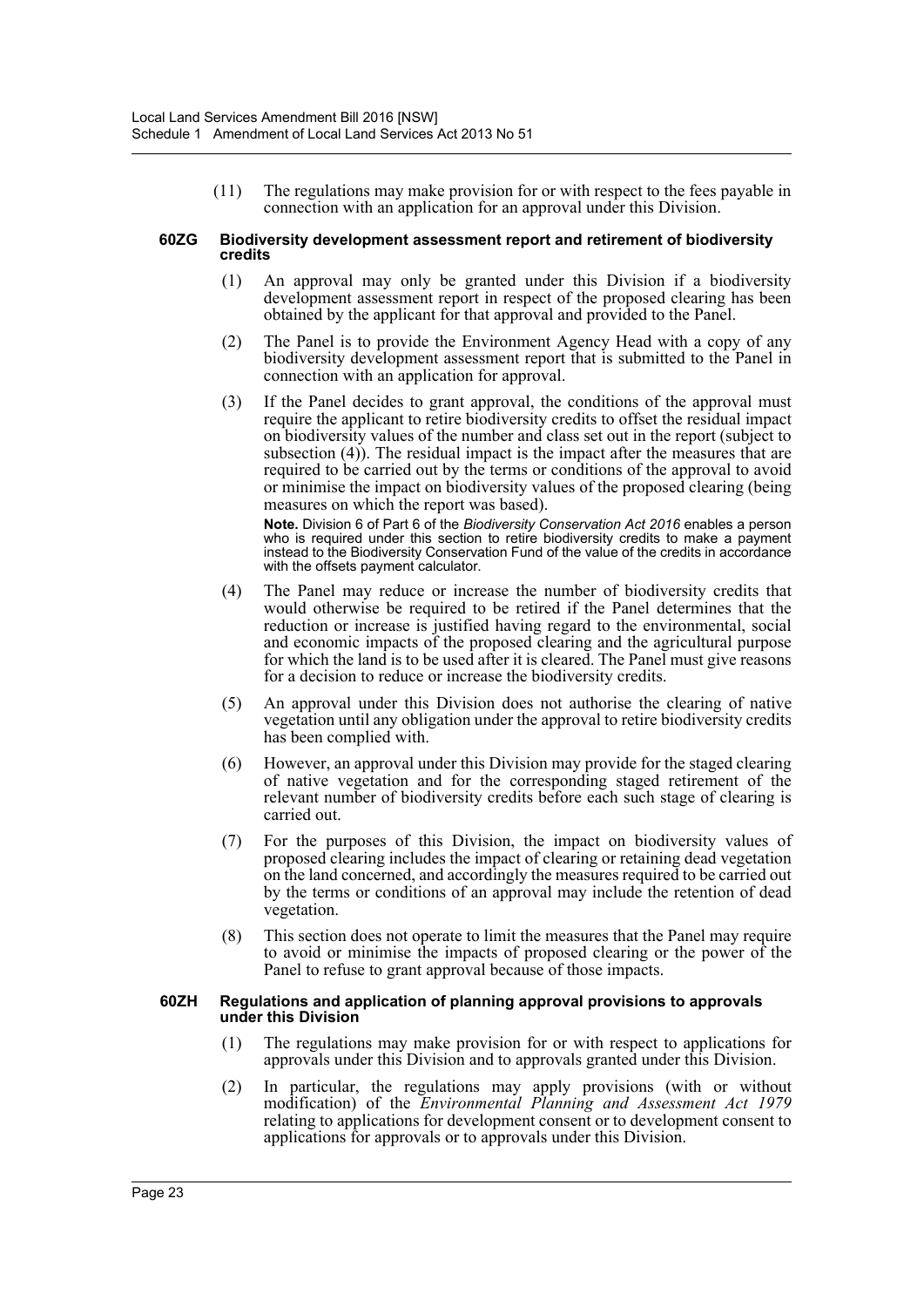(11) The regulations may make provision for or with respect to the fees payable in connection with an application for an approval under this Division.

#### 60ZG Biodiversity development assessment report and retirement of biodiversity credits

(1) An approval may only be granted under this Division if a biodiversity development assessment report in respect of the proposed clearing has been obtained by the applicant for that approval and provided to the Panel.

(2) The Panel is to provide the Environment Agency Head with a copy of any biodiversity development assessment report that is submitted to the Panel in connection with an application for approval.

(3) If the Panel decides to grant approval, the conditions of the approval must require the applicant to retire biodiversity credits to offset the residual impact on biodiversity values of the number and class set out in the report (subject to subsection (4)). The residual impact is the impact after the measures that are required to be carried out by the terms or conditions of the approval to avoid or minimise the impact on biodiversity values of the proposed clearing (being measures on which the report was based).

**Note.** Division 6 of Part 6 of the *Biodiversity Conservation Act 2016* enables a person who is required under this section to retire biodiversity credits to make a payment instead to the Biodiversity Conservation Fund of the value of the credits in accordance with the offsets payment calculator.

(4) The Panel may reduce or increase the number of biodiversity credits that would otherwise be required to be retired if the Panel determines that the reduction or increase is justified having regard to the environmental, social and economic impacts of the proposed clearing and the agricultural purpose for which the land is to be used after it is cleared. The Panel must give reasons for a decision to reduce or increase the biodiversity credits.

(5) An approval under this Division does not authorise the clearing of native vegetation until any obligation under the approval to retire biodiversity credits has been complied with.

(6) However, an approval under this Division may provide for the staged clearing of native vegetation and for the corresponding staged retirement of the relevant number of biodiversity credits before each such stage of clearing is carried out.

(7) For the purposes of this Division, the impact on biodiversity values of proposed clearing includes the impact of clearing or retaining dead vegetation on the land concerned, and accordingly the measures required to be carried out by the terms or conditions of an approval may include the retention of dead vegetation.

(8) This section does not operate to limit the measures that the Panel may require to avoid or minimise the impacts of proposed clearing or the power of the Panel to refuse to grant approval because of those impacts.

#### 60ZH Regulations and application of planning approval provisions to approvals under this Division

(1) The regulations may make provision for or with respect to applications for approvals under this Division and to approvals granted under this Division.

(2) In particular, the regulations may apply provisions (with or without modification) of the *Environmental Planning and Assessment Act 1979* relating to applications for development consent or to development consent to applications for approvals or to approvals under this Division.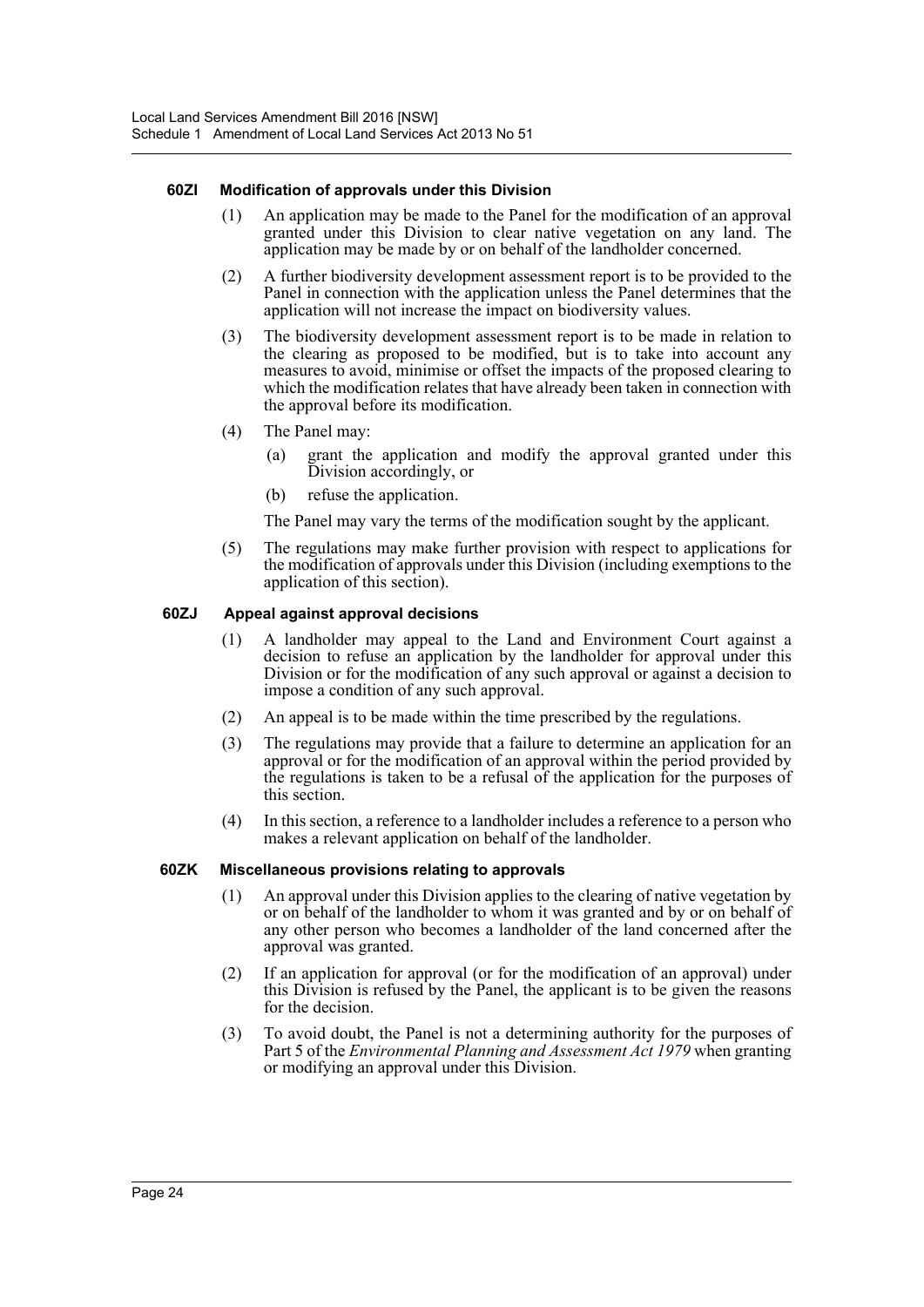#### 60ZI Modification of approvals under this Division

(1) An application may be made to the Panel for the modification of an approval granted under this Division to clear native vegetation on any land. The application may be made by or on behalf of the landholder concerned.

(2) A further biodiversity development assessment report is to be provided to the Panel in connection with the application unless the Panel determines that the application will not increase the impact on biodiversity values.

(3) The biodiversity development assessment report is to be made in relation to the clearing as proposed to be modified, but is to take into account any measures to avoid, minimise or offset the impacts of the proposed clearing to which the modification relates that have already been taken in connection with the approval before its modification.

(4) The Panel may:

(a) grant the application and modify the approval granted under this Division accordingly, or

(b) refuse the application.

The Panel may vary the terms of the modification sought by the applicant.

(5) The regulations may make further provision with respect to applications for the modification of approvals under this Division (including exemptions to the application of this section).

#### 60ZJ Appeal against approval decisions

(1) A landholder may appeal to the Land and Environment Court against a decision to refuse an application by the landholder for approval under this Division or for the modification of any such approval or against a decision to impose a condition of any such approval.

(2) An appeal is to be made within the time prescribed by the regulations.

(3) The regulations may provide that a failure to determine an application for an approval or for the modification of an approval within the period provided by the regulations is taken to be a refusal of the application for the purposes of this section.

(4) In this section, a reference to a landholder includes a reference to a person who makes a relevant application on behalf of the landholder.

#### 60ZK Miscellaneous provisions relating to approvals

(1) An approval under this Division applies to the clearing of native vegetation by or on behalf of the landholder to whom it was granted and by or on behalf of any other person who becomes a landholder of the land concerned after the approval was granted.

(2) If an application for approval (or for the modification of an approval) under this Division is refused by the Panel, the applicant is to be given the reasons for the decision.

(3) To avoid doubt, the Panel is not a determining authority for the purposes of Part 5 of the *Environmental Planning and Assessment Act 1979* when granting or modifying an approval under this Division.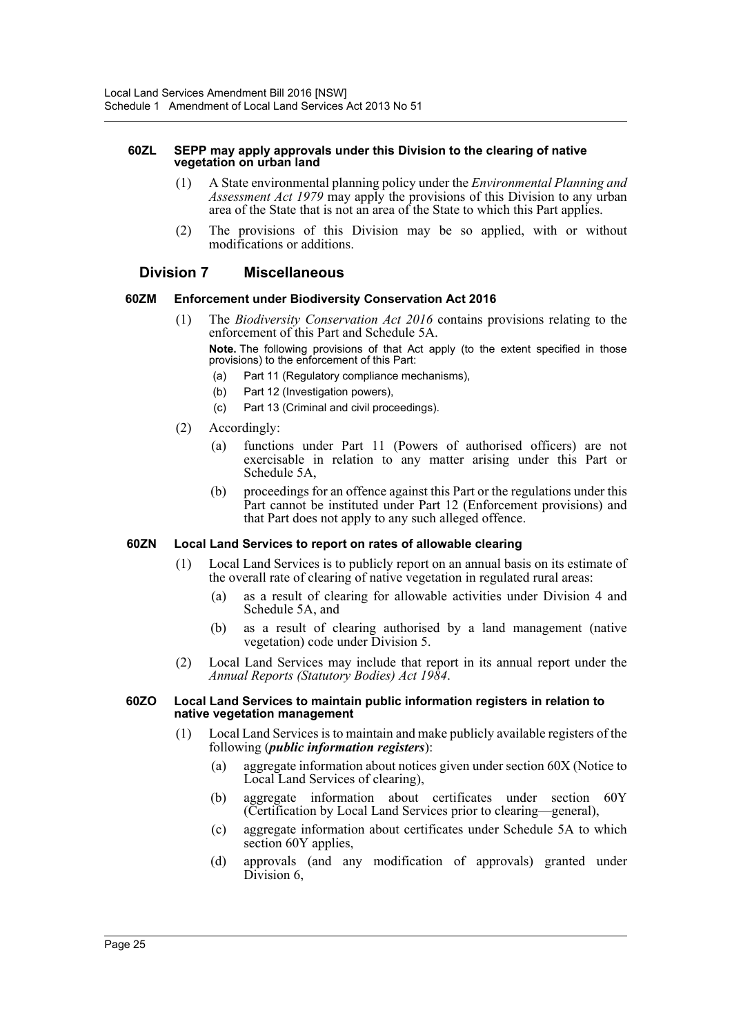#### 60ZL SEPP may apply approvals under this Division to the clearing of native vegetation on urban land

(1) A State environmental planning policy under the *Environmental Planning and Assessment Act 1979* may apply the provisions of this Division to any urban area of the State that is not an area of the State to which this Part applies.

(2) The provisions of this Division may be so applied, with or without modifications or additions.

### Division 7 Miscellaneous

#### 60ZM Enforcement under Biodiversity Conservation Act 2016

(1) The *Biodiversity Conservation Act 2016* contains provisions relating to the enforcement of this Part and Schedule 5A.

**Note.** The following provisions of that Act apply (to the extent specified in those provisions) to the enforcement of this Part:

- (a) Part 11 (Regulatory compliance mechanisms),
- (b) Part 12 (Investigation powers),
- (c) Part 13 (Criminal and civil proceedings).

(2) Accordingly:

- (a) functions under Part 11 (Powers of authorised officers) are not exercisable in relation to any matter arising under this Part or Schedule 5A,
- (b) proceedings for an offence against this Part or the regulations under this Part cannot be instituted under Part 12 (Enforcement provisions) and that Part does not apply to any such alleged offence.

#### 60ZN Local Land Services to report on rates of allowable clearing

(1) Local Land Services is to publicly report on an annual basis on its estimate of the overall rate of clearing of native vegetation in regulated rural areas:

- (a) as a result of clearing for allowable activities under Division 4 and Schedule 5A, and
- (b) as a result of clearing authorised by a land management (native vegetation) code under Division 5.

(2) Local Land Services may include that report in its annual report under the *Annual Reports (Statutory Bodies) Act 1984*.

#### 60ZO Local Land Services to maintain public information registers in relation to native vegetation management

(1) Local Land Services is to maintain and make publicly available registers of the following (***public information registers***):

- (a) aggregate information about notices given under section 60X (Notice to Local Land Services of clearing),
- (b) aggregate information about certificates under section 60Y (Certification by Local Land Services prior to clearing—general),
- (c) aggregate information about certificates under Schedule 5A to which section 60Y applies,
- (d) approvals (and any modification of approvals) granted under Division 6,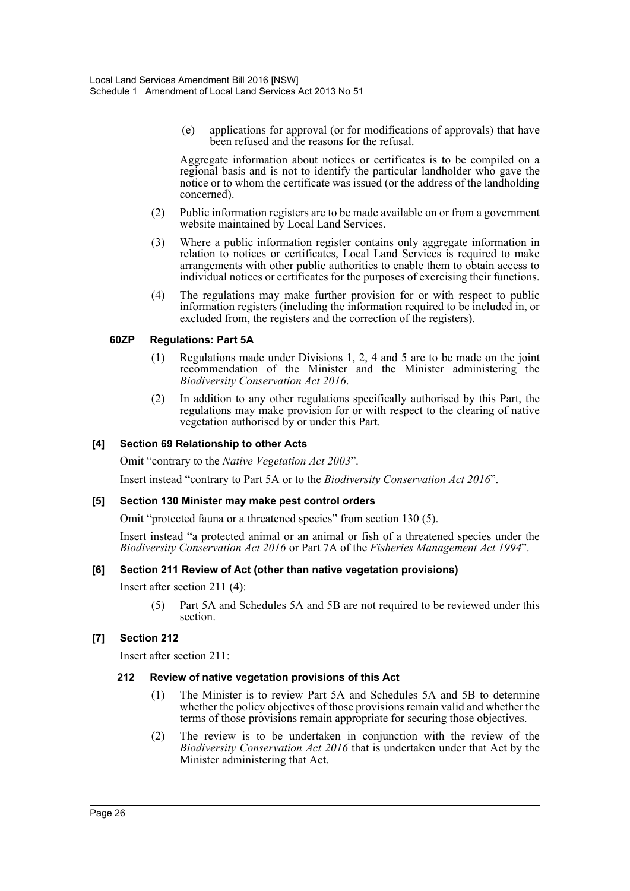(e) applications for approval (or for modifications of approvals) that have been refused and the reasons for the refusal.

Aggregate information about notices or certificates is to be compiled on a regional basis and is not to identify the particular landholder who gave the notice or to whom the certificate was issued (or the address of the landholding concerned).

(2) Public information registers are to be made available on or from a government website maintained by Local Land Services.

(3) Where a public information register contains only aggregate information in relation to notices or certificates, Local Land Services is required to make arrangements with other public authorities to enable them to obtain access to individual notices or certificates for the purposes of exercising their functions.

(4) The regulations may make further provision for or with respect to public information registers (including the information required to be included in, or excluded from, the registers and the correction of the registers).

#### 60ZP Regulations: Part 5A

(1) Regulations made under Divisions 1, 2, 4 and 5 are to be made on the joint recommendation of the Minister and the Minister administering the *Biodiversity Conservation Act 2016*.

(2) In addition to any other regulations specifically authorised by this Part, the regulations may make provision for or with respect to the clearing of native vegetation authorised by or under this Part.

### [4] Section 69 Relationship to other Acts

Omit "contrary to the *Native Vegetation Act 2003*".

Insert instead "contrary to Part 5A or to the *Biodiversity Conservation Act 2016*".

### [5] Section 130 Minister may make pest control orders

Omit "protected fauna or a threatened species" from section 130 (5).

Insert instead "a protected animal or an animal or fish of a threatened species under the *Biodiversity Conservation Act 2016* or Part 7A of the *Fisheries Management Act 1994*".

### [6] Section 211 Review of Act (other than native vegetation provisions)

Insert after section 211 (4):

(5) Part 5A and Schedules 5A and 5B are not required to be reviewed under this section.

### [7] Section 212

Insert after section 211:

#### 212 Review of native vegetation provisions of this Act

(1) The Minister is to review Part 5A and Schedules 5A and 5B to determine whether the policy objectives of those provisions remain valid and whether the terms of those provisions remain appropriate for securing those objectives.

(2) The review is to be undertaken in conjunction with the review of the *Biodiversity Conservation Act 2016* that is undertaken under that Act by the Minister administering that Act.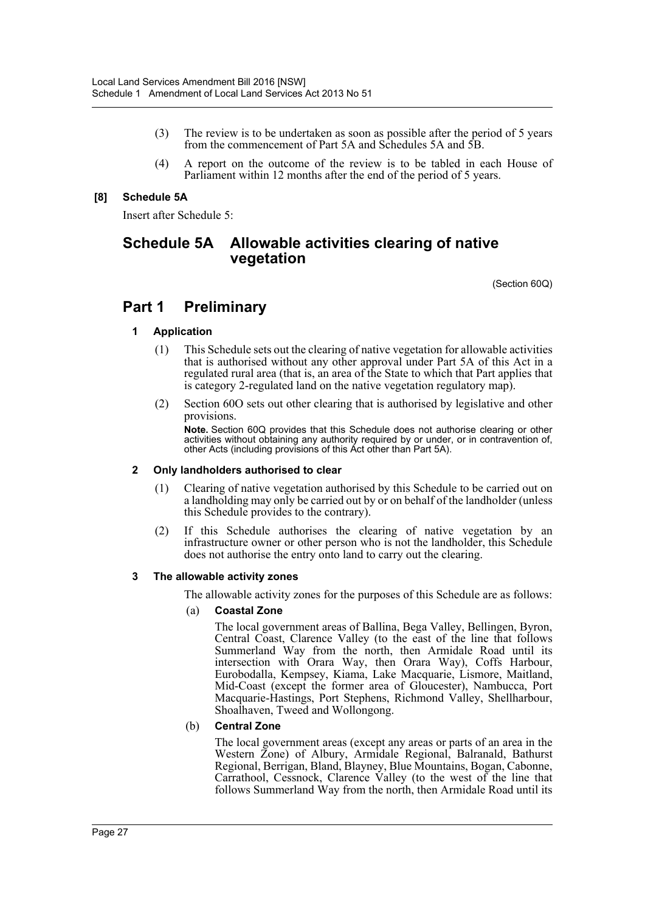(3) The review is to be undertaken as soon as possible after the period of 5 years from the commencement of Part 5A and Schedules 5A and 5B.

(4) A report on the outcome of the review is to be tabled in each House of Parliament within 12 months after the end of the period of 5 years.

**[8] Schedule 5A**

Insert after Schedule 5:

# Schedule 5A Allowable activities clearing of native vegetation

(Section 60Q)

## Part 1 Preliminary

### 1 Application

(1) This Schedule sets out the clearing of native vegetation for allowable activities that is authorised without any other approval under Part 5A of this Act in a regulated rural area (that is, an area of the State to which that Part applies that is category 2-regulated land on the native vegetation regulatory map).

(2) Section 60O sets out other clearing that is authorised by legislative and other provisions.

**Note.** Section 60Q provides that this Schedule does not authorise clearing or other activities without obtaining any authority required by or under, or in contravention of, other Acts (including provisions of this Act other than Part 5A).

### 2 Only landholders authorised to clear

(1) Clearing of native vegetation authorised by this Schedule to be carried out on a landholding may only be carried out by or on behalf of the landholder (unless this Schedule provides to the contrary).

(2) If this Schedule authorises the clearing of native vegetation by an infrastructure owner or other person who is not the landholder, this Schedule does not authorise the entry onto land to carry out the clearing.

### 3 The allowable activity zones

The allowable activity zones for the purposes of this Schedule are as follows:

(a) **Coastal Zone**

The local government areas of Ballina, Bega Valley, Bellingen, Byron, Central Coast, Clarence Valley (to the east of the line that follows Summerland Way from the north, then Armidale Road until its intersection with Orara Way, then Orara Way), Coffs Harbour, Eurobodalla, Kempsey, Kiama, Lake Macquarie, Lismore, Maitland, Mid-Coast (except the former area of Gloucester), Nambucca, Port Macquarie-Hastings, Port Stephens, Richmond Valley, Shellharbour, Shoalhaven, Tweed and Wollongong.

(b) **Central Zone**

The local government areas (except any areas or parts of an area in the Western Zone) of Albury, Armidale Regional, Balranald, Bathurst Regional, Berrigan, Bland, Blayney, Blue Mountains, Bogan, Cabonne, Carrathool, Cessnock, Clarence Valley (to the west of the line that follows Summerland Way from the north, then Armidale Road until its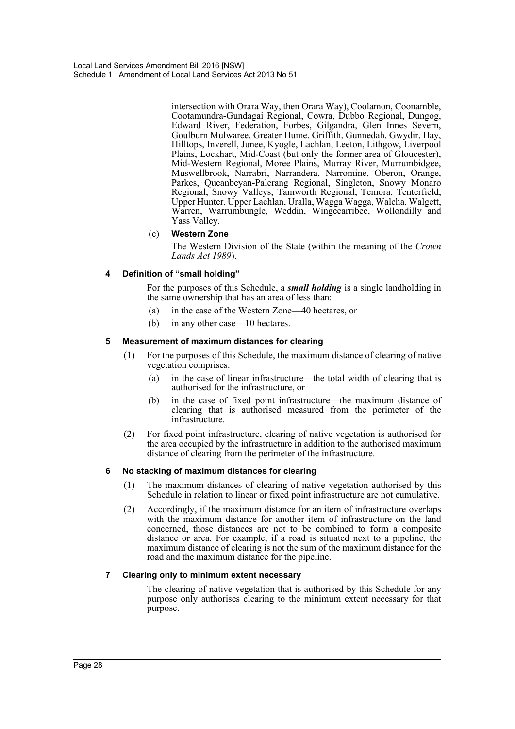intersection with Orara Way, then Orara Way), Coolamon, Coonamble, Cootamundra-Gundagai Regional, Cowra, Dubbo Regional, Dungog, Edward River, Federation, Forbes, Gilgandra, Glen Innes Severn, Goulburn Mulwaree, Greater Hume, Griffith, Gunnedah, Gwydir, Hay, Hilltops, Inverell, Junee, Kyogle, Lachlan, Leeton, Lithgow, Liverpool Plains, Lockhart, Mid-Coast (but only the former area of Gloucester), Mid-Western Regional, Moree Plains, Murray River, Murrumbidgee, Muswellbrook, Narrabri, Narrandera, Narromine, Oberon, Orange, Parkes, Queanbeyan-Palerang Regional, Singleton, Snowy Monaro Regional, Snowy Valleys, Tamworth Regional, Temora, Tenterfield, Upper Hunter, Upper Lachlan, Uralla, Wagga Wagga, Walcha, Walgett, Warren, Warrumbungle, Weddin, Wingecarribee, Wollondilly and Yass Valley.

(c) **Western Zone**

The Western Division of the State (within the meaning of the *Crown Lands Act 1989*).

#### 4 Definition of "small holding"

For the purposes of this Schedule, a ***small holding*** is a single landholding in the same ownership that has an area of less than:

(a) in the case of the Western Zone—40 hectares, or

(b) in any other case—10 hectares.

#### 5 Measurement of maximum distances for clearing

(1) For the purposes of this Schedule, the maximum distance of clearing of native vegetation comprises:

(a) in the case of linear infrastructure—the total width of clearing that is authorised for the infrastructure, or

(b) in the case of fixed point infrastructure—the maximum distance of clearing that is authorised measured from the perimeter of the infrastructure.

(2) For fixed point infrastructure, clearing of native vegetation is authorised for the area occupied by the infrastructure in addition to the authorised maximum distance of clearing from the perimeter of the infrastructure.

#### 6 No stacking of maximum distances for clearing

(1) The maximum distances of clearing of native vegetation authorised by this Schedule in relation to linear or fixed point infrastructure are not cumulative.

(2) Accordingly, if the maximum distance for an item of infrastructure overlaps with the maximum distance for another item of infrastructure on the land concerned, those distances are not to be combined to form a composite distance or area. For example, if a road is situated next to a pipeline, the maximum distance of clearing is not the sum of the maximum distance for the road and the maximum distance for the pipeline.

#### 7 Clearing only to minimum extent necessary

The clearing of native vegetation that is authorised by this Schedule for any purpose only authorises clearing to the minimum extent necessary for that purpose.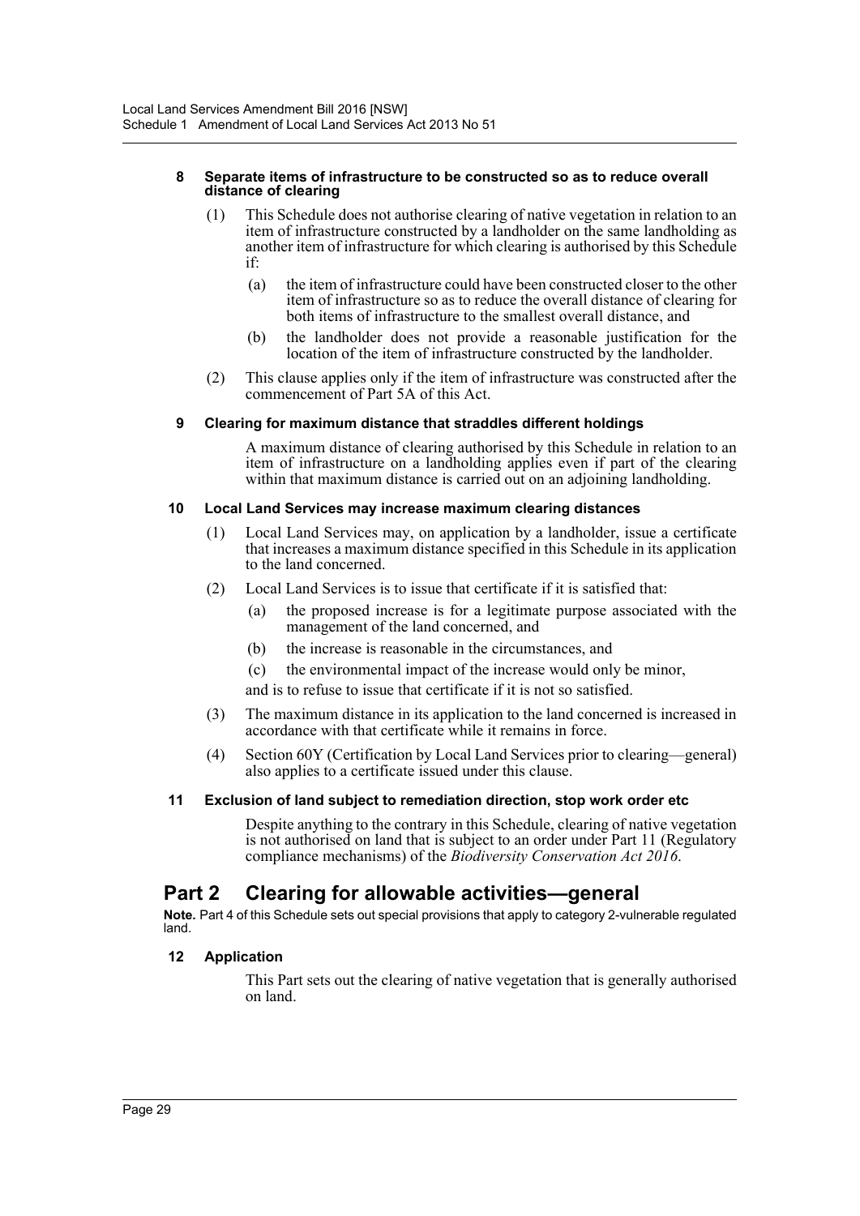**8 Separate items of infrastructure to be constructed so as to reduce overall distance of clearing**

(1) This Schedule does not authorise clearing of native vegetation in relation to an item of infrastructure constructed by a landholder on the same landholding as another item of infrastructure for which clearing is authorised by this Schedule if:

(a) the item of infrastructure could have been constructed closer to the other item of infrastructure so as to reduce the overall distance of clearing for both items of infrastructure to the smallest overall distance, and

(b) the landholder does not provide a reasonable justification for the location of the item of infrastructure constructed by the landholder.

(2) This clause applies only if the item of infrastructure was constructed after the commencement of Part 5A of this Act.

**9 Clearing for maximum distance that straddles different holdings**

A maximum distance of clearing authorised by this Schedule in relation to an item of infrastructure on a landholding applies even if part of the clearing within that maximum distance is carried out on an adjoining landholding.

**10 Local Land Services may increase maximum clearing distances**

(1) Local Land Services may, on application by a landholder, issue a certificate that increases a maximum distance specified in this Schedule in its application to the land concerned.

(2) Local Land Services is to issue that certificate if it is satisfied that:

(a) the proposed increase is for a legitimate purpose associated with the management of the land concerned, and

(b) the increase is reasonable in the circumstances, and

(c) the environmental impact of the increase would only be minor,

and is to refuse to issue that certificate if it is not so satisfied.

(3) The maximum distance in its application to the land concerned is increased in accordance with that certificate while it remains in force.

(4) Section 60Y (Certification by Local Land Services prior to clearing—general) also applies to a certificate issued under this clause.

**11 Exclusion of land subject to remediation direction, stop work order etc**

Despite anything to the contrary in this Schedule, clearing of native vegetation is not authorised on land that is subject to an order under Part 11 (Regulatory compliance mechanisms) of the *Biodiversity Conservation Act 2016*.

## Part 2 Clearing for allowable activities—general

**Note.** Part 4 of this Schedule sets out special provisions that apply to category 2-vulnerable regulated land.

**12 Application**

This Part sets out the clearing of native vegetation that is generally authorised on land.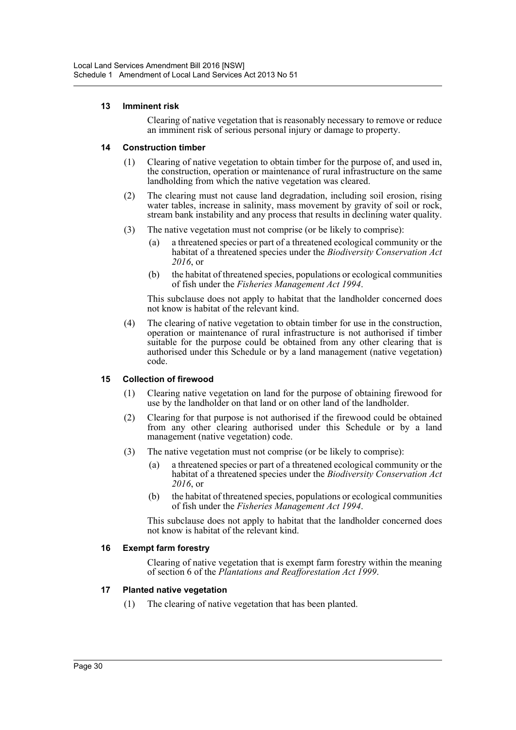### 13 Imminent risk

Clearing of native vegetation that is reasonably necessary to remove or reduce an imminent risk of serious personal injury or damage to property.

### 14 Construction timber

(1) Clearing of native vegetation to obtain timber for the purpose of, and used in, the construction, operation or maintenance of rural infrastructure on the same landholding from which the native vegetation was cleared.

(2) The clearing must not cause land degradation, including soil erosion, rising water tables, increase in salinity, mass movement by gravity of soil or rock, stream bank instability and any process that results in declining water quality.

(3) The native vegetation must not comprise (or be likely to comprise):

(a) a threatened species or part of a threatened ecological community or the habitat of a threatened species under the *Biodiversity Conservation Act 2016*, or

(b) the habitat of threatened species, populations or ecological communities of fish under the *Fisheries Management Act 1994*.

This subclause does not apply to habitat that the landholder concerned does not know is habitat of the relevant kind.

(4) The clearing of native vegetation to obtain timber for use in the construction, operation or maintenance of rural infrastructure is not authorised if timber suitable for the purpose could be obtained from any other clearing that is authorised under this Schedule or by a land management (native vegetation) code.

### 15 Collection of firewood

(1) Clearing native vegetation on land for the purpose of obtaining firewood for use by the landholder on that land or on other land of the landholder.

(2) Clearing for that purpose is not authorised if the firewood could be obtained from any other clearing authorised under this Schedule or by a land management (native vegetation) code.

(3) The native vegetation must not comprise (or be likely to comprise):

(a) a threatened species or part of a threatened ecological community or the habitat of a threatened species under the *Biodiversity Conservation Act 2016*, or

(b) the habitat of threatened species, populations or ecological communities of fish under the *Fisheries Management Act 1994*.

This subclause does not apply to habitat that the landholder concerned does not know is habitat of the relevant kind.

### 16 Exempt farm forestry

Clearing of native vegetation that is exempt farm forestry within the meaning of section 6 of the *Plantations and Reafforestation Act 1999*.

### 17 Planted native vegetation

(1) The clearing of native vegetation that has been planted.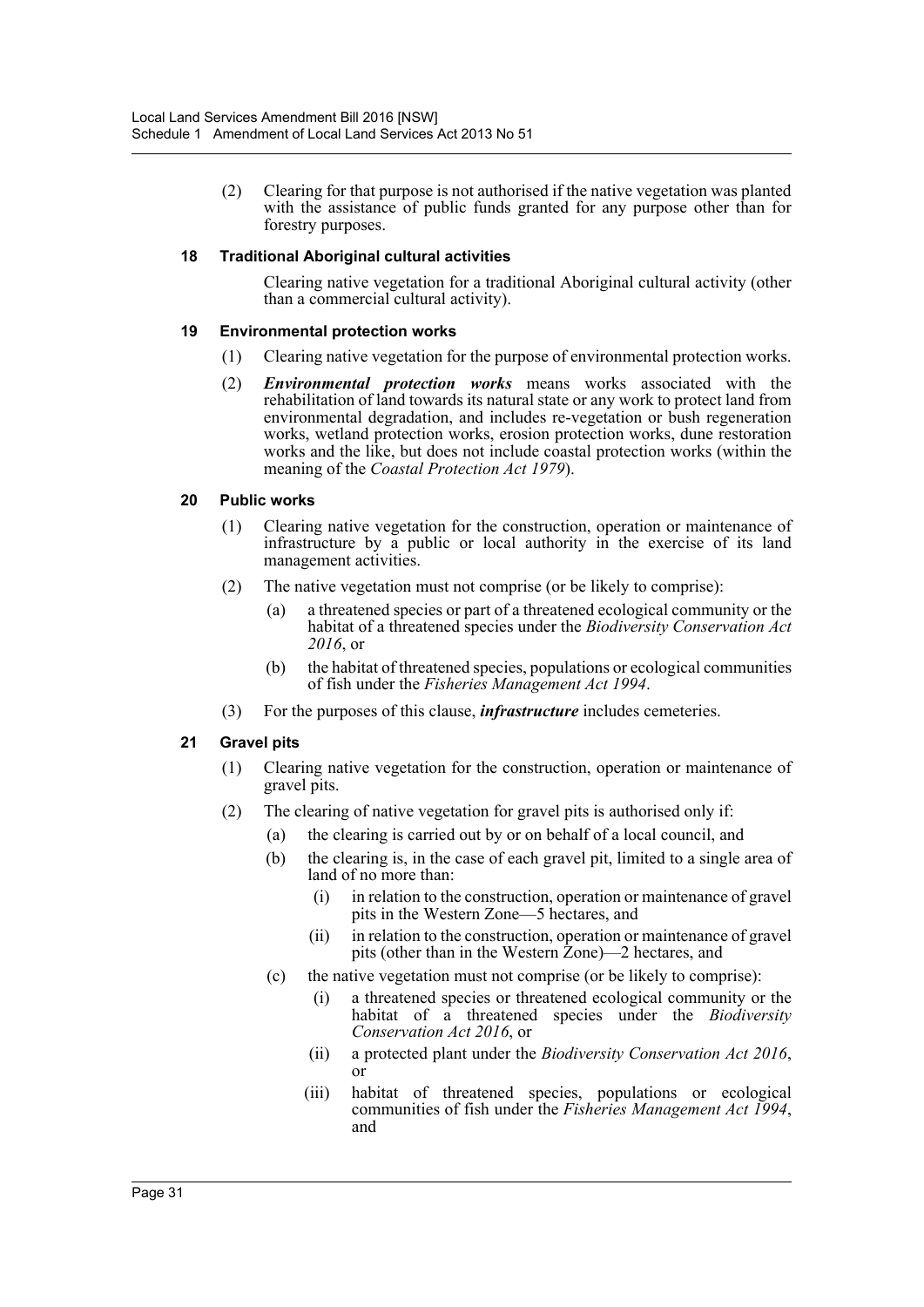(2) Clearing for that purpose is not authorised if the native vegetation was planted with the assistance of public funds granted for any purpose other than for forestry purposes.

### 18 Traditional Aboriginal cultural activities

Clearing native vegetation for a traditional Aboriginal cultural activity (other than a commercial cultural activity).

### 19 Environmental protection works

(1) Clearing native vegetation for the purpose of environmental protection works.

(2) ***Environmental protection works*** means works associated with the rehabilitation of land towards its natural state or any work to protect land from environmental degradation, and includes re-vegetation or bush regeneration works, wetland protection works, erosion protection works, dune restoration works and the like, but does not include coastal protection works (within the meaning of the *Coastal Protection Act 1979*).

### 20 Public works

(1) Clearing native vegetation for the construction, operation or maintenance of infrastructure by a public or local authority in the exercise of its land management activities.

(2) The native vegetation must not comprise (or be likely to comprise):

- (a) a threatened species or part of a threatened ecological community or the habitat of a threatened species under the *Biodiversity Conservation Act 2016*, or
- (b) the habitat of threatened species, populations or ecological communities of fish under the *Fisheries Management Act 1994*.

(3) For the purposes of this clause, ***infrastructure*** includes cemeteries.

### 21 Gravel pits

(1) Clearing native vegetation for the construction, operation or maintenance of gravel pits.

(2) The clearing of native vegetation for gravel pits is authorised only if:

- (a) the clearing is carried out by or on behalf of a local council, and
- (b) the clearing is, in the case of each gravel pit, limited to a single area of land of no more than:
  - (i) in relation to the construction, operation or maintenance of gravel pits in the Western Zone—5 hectares, and
  - (ii) in relation to the construction, operation or maintenance of gravel pits (other than in the Western Zone)—2 hectares, and
- (c) the native vegetation must not comprise (or be likely to comprise):
  - (i) a threatened species or threatened ecological community or the habitat of a threatened species under the *Biodiversity Conservation Act 2016*, or
  - (ii) a protected plant under the *Biodiversity Conservation Act 2016*, or
  - (iii) habitat of threatened species, populations or ecological communities of fish under the *Fisheries Management Act 1994*, and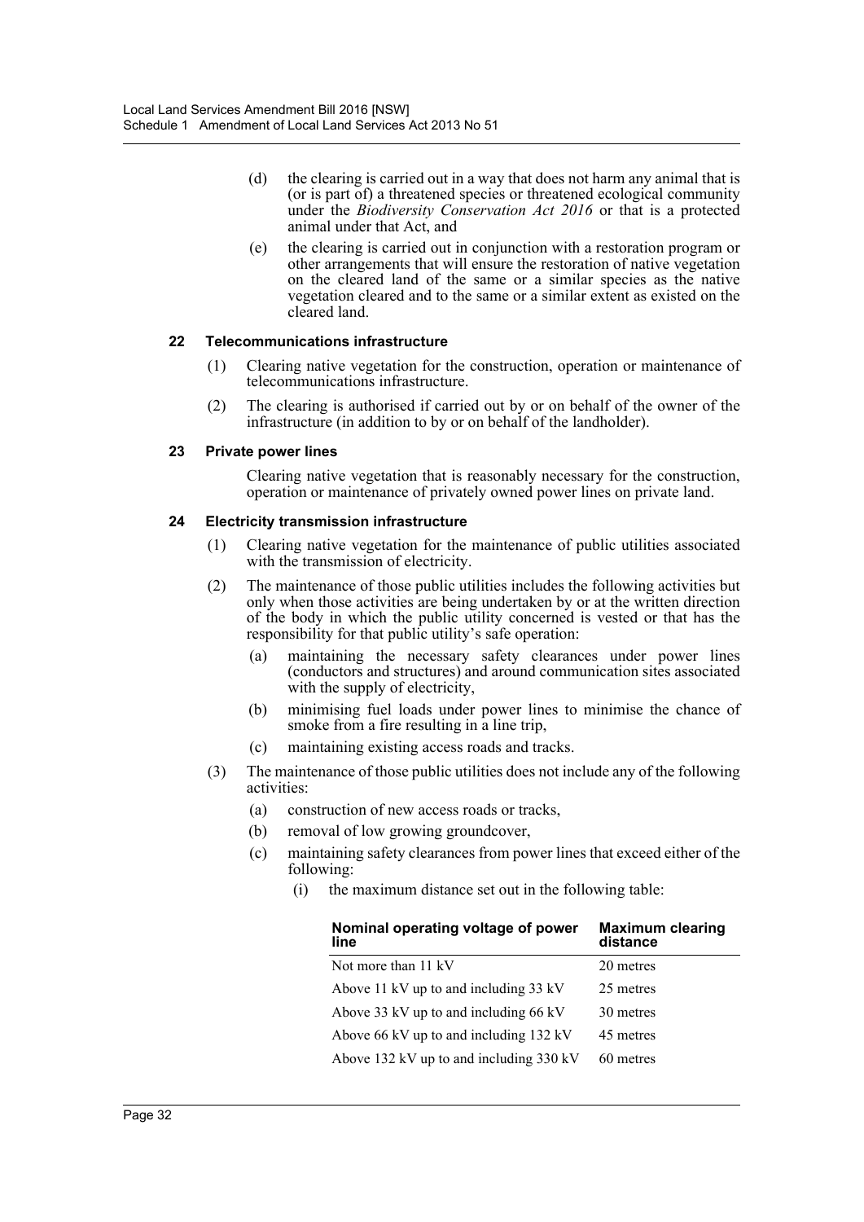(d) the clearing is carried out in a way that does not harm any animal that is (or is part of) a threatened species or threatened ecological community under the *Biodiversity Conservation Act 2016* or that is a protected animal under that Act, and

(e) the clearing is carried out in conjunction with a restoration program or other arrangements that will ensure the restoration of native vegetation on the cleared land of the same or a similar species as the native vegetation cleared and to the same or a similar extent as existed on the cleared land.

#### 22 Telecommunications infrastructure

(1) Clearing native vegetation for the construction, operation or maintenance of telecommunications infrastructure.

(2) The clearing is authorised if carried out by or on behalf of the owner of the infrastructure (in addition to by or on behalf of the landholder).

#### 23 Private power lines

Clearing native vegetation that is reasonably necessary for the construction, operation or maintenance of privately owned power lines on private land.

#### 24 Electricity transmission infrastructure

(1) Clearing native vegetation for the maintenance of public utilities associated with the transmission of electricity.

(2) The maintenance of those public utilities includes the following activities but only when those activities are being undertaken by or at the written direction of the body in which the public utility concerned is vested or that has the responsibility for that public utility's safe operation:

(a) maintaining the necessary safety clearances under power lines (conductors and structures) and around communication sites associated with the supply of electricity,

(b) minimising fuel loads under power lines to minimise the chance of smoke from a fire resulting in a line trip,

(c) maintaining existing access roads and tracks.

(3) The maintenance of those public utilities does not include any of the following activities:

(a) construction of new access roads or tracks,

(b) removal of low growing groundcover,

(c) maintaining safety clearances from power lines that exceed either of the following:

(i) the maximum distance set out in the following table:

| Nominal operating voltage of power line | Maximum clearing distance |
|---|---|
| Not more than 11 kV | 20 metres |
| Above 11 kV up to and including 33 kV | 25 metres |
| Above 33 kV up to and including 66 kV | 30 metres |
| Above 66 kV up to and including 132 kV | 45 metres |
| Above 132 kV up to and including 330 kV | 60 metres |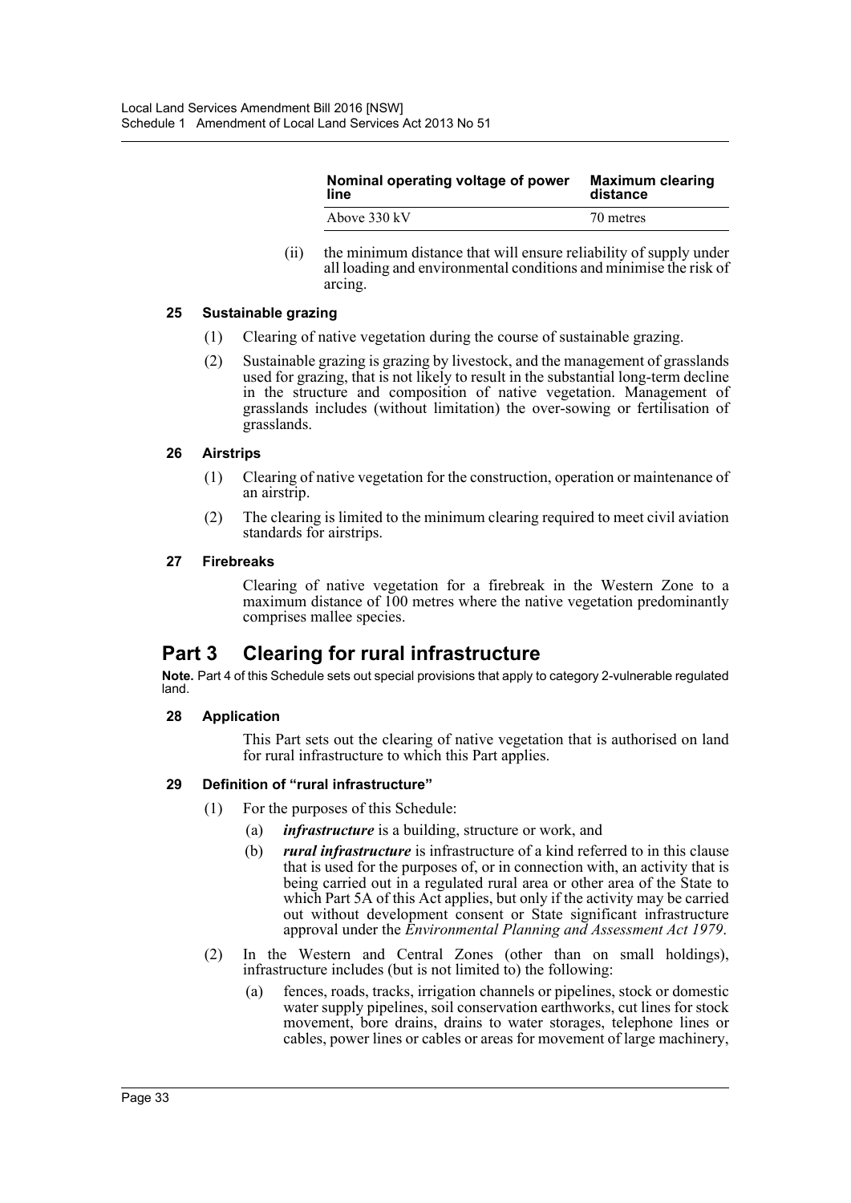| Nominal operating voltage of power line | Maximum clearing distance |
| --- | --- |
| Above 330 kV | 70 metres |

(ii) the minimum distance that will ensure reliability of supply under all loading and environmental conditions and minimise the risk of arcing.

### 25 Sustainable grazing

(1) Clearing of native vegetation during the course of sustainable grazing.

(2) Sustainable grazing is grazing by livestock, and the management of grasslands used for grazing, that is not likely to result in the substantial long-term decline in the structure and composition of native vegetation. Management of grasslands includes (without limitation) the over-sowing or fertilisation of grasslands.

### 26 Airstrips

(1) Clearing of native vegetation for the construction, operation or maintenance of an airstrip.

(2) The clearing is limited to the minimum clearing required to meet civil aviation standards for airstrips.

### 27 Firebreaks

Clearing of native vegetation for a firebreak in the Western Zone to a maximum distance of 100 metres where the native vegetation predominantly comprises mallee species.

## Part 3 Clearing for rural infrastructure

**Note.** Part 4 of this Schedule sets out special provisions that apply to category 2-vulnerable regulated land.

### 28 Application

This Part sets out the clearing of native vegetation that is authorised on land for rural infrastructure to which this Part applies.

### 29 Definition of "rural infrastructure"

(1) For the purposes of this Schedule:

(a) ***infrastructure*** is a building, structure or work, and

(b) ***rural infrastructure*** is infrastructure of a kind referred to in this clause that is used for the purposes of, or in connection with, an activity that is being carried out in a regulated rural area or other area of the State to which Part 5A of this Act applies, but only if the activity may be carried out without development consent or State significant infrastructure approval under the *Environmental Planning and Assessment Act 1979*.

(2) In the Western and Central Zones (other than on small holdings), infrastructure includes (but is not limited to) the following:

(a) fences, roads, tracks, irrigation channels or pipelines, stock or domestic water supply pipelines, soil conservation earthworks, cut lines for stock movement, bore drains, drains to water storages, telephone lines or cables, power lines or cables or areas for movement of large machinery,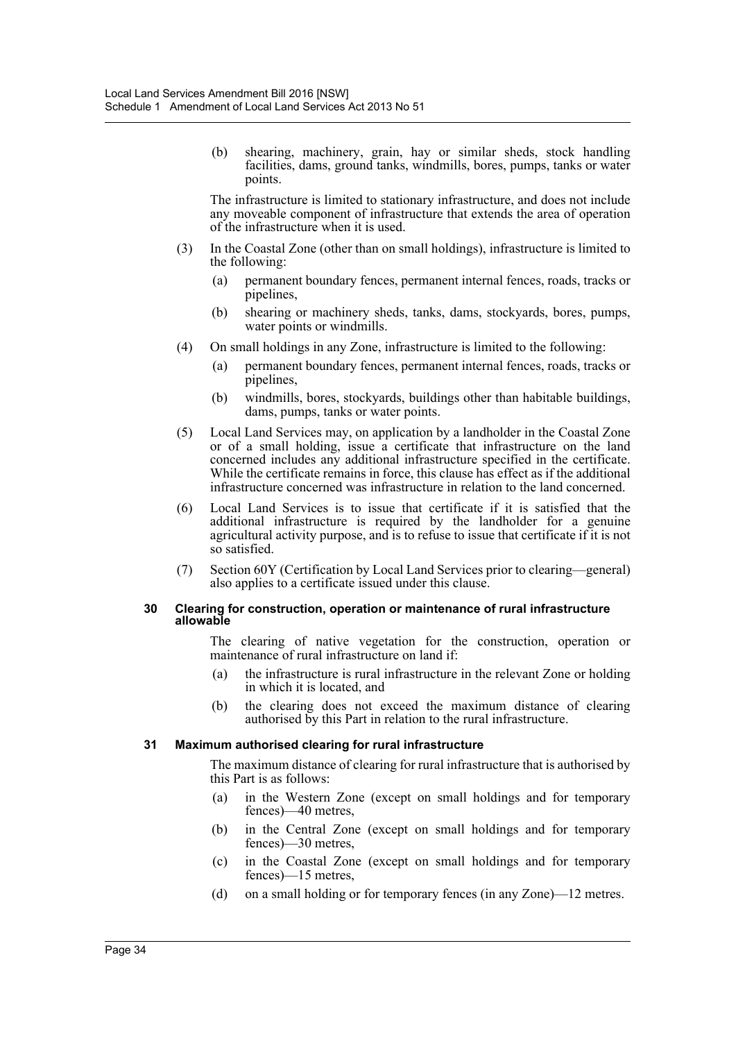(b) shearing, machinery, grain, hay or similar sheds, stock handling facilities, dams, ground tanks, windmills, bores, pumps, tanks or water points.

The infrastructure is limited to stationary infrastructure, and does not include any moveable component of infrastructure that extends the area of operation of the infrastructure when it is used.

(3) In the Coastal Zone (other than on small holdings), infrastructure is limited to the following:

(a) permanent boundary fences, permanent internal fences, roads, tracks or pipelines,

(b) shearing or machinery sheds, tanks, dams, stockyards, bores, pumps, water points or windmills.

(4) On small holdings in any Zone, infrastructure is limited to the following:

(a) permanent boundary fences, permanent internal fences, roads, tracks or pipelines,

(b) windmills, bores, stockyards, buildings other than habitable buildings, dams, pumps, tanks or water points.

(5) Local Land Services may, on application by a landholder in the Coastal Zone or of a small holding, issue a certificate that infrastructure on the land concerned includes any additional infrastructure specified in the certificate. While the certificate remains in force, this clause has effect as if the additional infrastructure concerned was infrastructure in relation to the land concerned.

(6) Local Land Services is to issue that certificate if it is satisfied that the additional infrastructure is required by the landholder for a genuine agricultural activity purpose, and is to refuse to issue that certificate if it is not so satisfied.

(7) Section 60Y (Certification by Local Land Services prior to clearing—general) also applies to a certificate issued under this clause.

### 30 Clearing for construction, operation or maintenance of rural infrastructure allowable

The clearing of native vegetation for the construction, operation or maintenance of rural infrastructure on land if:

(a) the infrastructure is rural infrastructure in the relevant Zone or holding in which it is located, and

(b) the clearing does not exceed the maximum distance of clearing authorised by this Part in relation to the rural infrastructure.

### 31 Maximum authorised clearing for rural infrastructure

The maximum distance of clearing for rural infrastructure that is authorised by this Part is as follows:

(a) in the Western Zone (except on small holdings and for temporary fences)—40 metres,

(b) in the Central Zone (except on small holdings and for temporary fences)—30 metres,

(c) in the Coastal Zone (except on small holdings and for temporary fences)—15 metres,

(d) on a small holding or for temporary fences (in any Zone)—12 metres.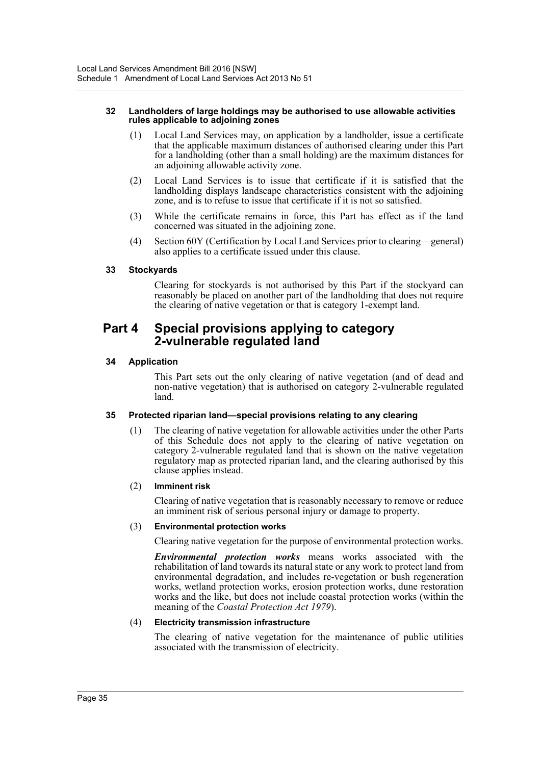#### 32 Landholders of large holdings may be authorised to use allowable activities rules applicable to adjoining zones

(1) Local Land Services may, on application by a landholder, issue a certificate that the applicable maximum distances of authorised clearing under this Part for a landholding (other than a small holding) are the maximum distances for an adjoining allowable activity zone.

(2) Local Land Services is to issue that certificate if it is satisfied that the landholding displays landscape characteristics consistent with the adjoining zone, and is to refuse to issue that certificate if it is not so satisfied.

(3) While the certificate remains in force, this Part has effect as if the land concerned was situated in the adjoining zone.

(4) Section 60Y (Certification by Local Land Services prior to clearing—general) also applies to a certificate issued under this clause.

#### 33 Stockyards

Clearing for stockyards is not authorised by this Part if the stockyard can reasonably be placed on another part of the landholding that does not require the clearing of native vegetation or that is category 1-exempt land.

## Part 4 Special provisions applying to category 2-vulnerable regulated land

#### 34 Application

This Part sets out the only clearing of native vegetation (and of dead and non-native vegetation) that is authorised on category 2-vulnerable regulated land.

#### 35 Protected riparian land—special provisions relating to any clearing

(1) The clearing of native vegetation for allowable activities under the other Parts of this Schedule does not apply to the clearing of native vegetation on category 2-vulnerable regulated land that is shown on the native vegetation regulatory map as protected riparian land, and the clearing authorised by this clause applies instead.

(2) **Imminent risk**

Clearing of native vegetation that is reasonably necessary to remove or reduce an imminent risk of serious personal injury or damage to property.

(3) **Environmental protection works**

Clearing native vegetation for the purpose of environmental protection works.

***Environmental protection works*** means works associated with the rehabilitation of land towards its natural state or any work to protect land from environmental degradation, and includes re-vegetation or bush regeneration works, wetland protection works, erosion protection works, dune restoration works and the like, but does not include coastal protection works (within the meaning of the *Coastal Protection Act 1979*).

(4) **Electricity transmission infrastructure**

The clearing of native vegetation for the maintenance of public utilities associated with the transmission of electricity.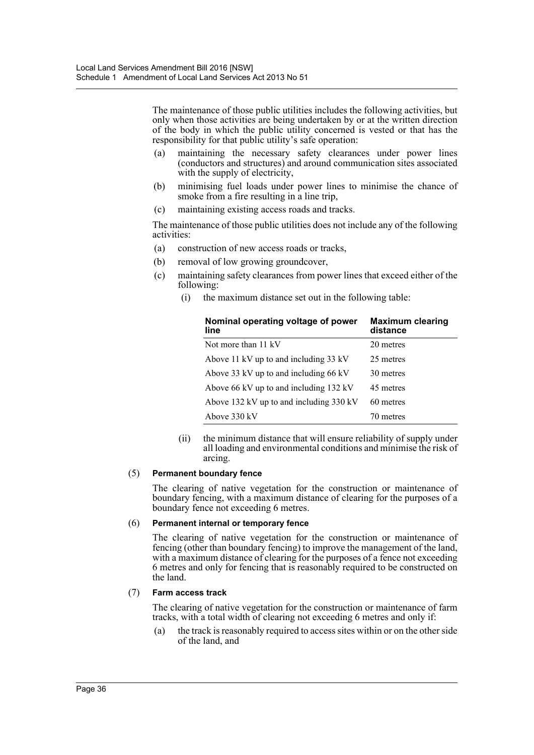The maintenance of those public utilities includes the following activities, but only when those activities are being undertaken by or at the written direction of the body in which the public utility concerned is vested or that has the responsibility for that public utility's safe operation:

(a) maintaining the necessary safety clearances under power lines (conductors and structures) and around communication sites associated with the supply of electricity,

(b) minimising fuel loads under power lines to minimise the chance of smoke from a fire resulting in a line trip,

(c) maintaining existing access roads and tracks.

The maintenance of those public utilities does not include any of the following activities:

(a) construction of new access roads or tracks,

(b) removal of low growing groundcover,

(c) maintaining safety clearances from power lines that exceed either of the following:

(i) the maximum distance set out in the following table:

| Nominal operating voltage of power line | Maximum clearing distance |
|---|---|
| Not more than 11 kV | 20 metres |
| Above 11 kV up to and including 33 kV | 25 metres |
| Above 33 kV up to and including 66 kV | 30 metres |
| Above 66 kV up to and including 132 kV | 45 metres |
| Above 132 kV up to and including 330 kV | 60 metres |
| Above 330 kV | 70 metres |

(ii) the minimum distance that will ensure reliability of supply under all loading and environmental conditions and minimise the risk of arcing.

(5) **Permanent boundary fence**

The clearing of native vegetation for the construction or maintenance of boundary fencing, with a maximum distance of clearing for the purposes of a boundary fence not exceeding 6 metres.

(6) **Permanent internal or temporary fence**

The clearing of native vegetation for the construction or maintenance of fencing (other than boundary fencing) to improve the management of the land, with a maximum distance of clearing for the purposes of a fence not exceeding 6 metres and only for fencing that is reasonably required to be constructed on the land.

(7) **Farm access track**

The clearing of native vegetation for the construction or maintenance of farm tracks, with a total width of clearing not exceeding 6 metres and only if:

(a) the track is reasonably required to access sites within or on the other side of the land, and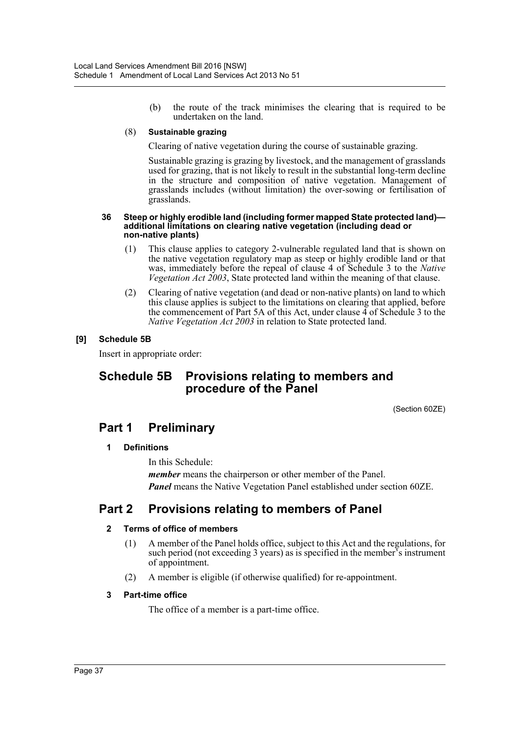(b) the route of the track minimises the clearing that is required to be undertaken on the land.

(8) **Sustainable grazing**

Clearing of native vegetation during the course of sustainable grazing.

Sustainable grazing is grazing by livestock, and the management of grasslands used for grazing, that is not likely to result in the substantial long-term decline in the structure and composition of native vegetation. Management of grasslands includes (without limitation) the over-sowing or fertilisation of grasslands.

**36 Steep or highly erodible land (including former mapped State protected land)—additional limitations on clearing native vegetation (including dead or non-native plants)**

(1) This clause applies to category 2-vulnerable regulated land that is shown on the native vegetation regulatory map as steep or highly erodible land or that was, immediately before the repeal of clause 4 of Schedule 3 to the *Native Vegetation Act 2003*, State protected land within the meaning of that clause.

(2) Clearing of native vegetation (and dead or non-native plants) on land to which this clause applies is subject to the limitations on clearing that applied, before the commencement of Part 5A of this Act, under clause 4 of Schedule 3 to the *Native Vegetation Act 2003* in relation to State protected land.

**[9] Schedule 5B**

Insert in appropriate order:

# Schedule 5B Provisions relating to members and procedure of the Panel

(Section 60ZE)

## Part 1 Preliminary

**1 Definitions**

In this Schedule:

***member*** means the chairperson or other member of the Panel.

***Panel*** means the Native Vegetation Panel established under section 60ZE.

## Part 2 Provisions relating to members of Panel

**2 Terms of office of members**

(1) A member of the Panel holds office, subject to this Act and the regulations, for such period (not exceeding 3 years) as is specified in the member's instrument of appointment.

(2) A member is eligible (if otherwise qualified) for re-appointment.

**3 Part-time office**

The office of a member is a part-time office.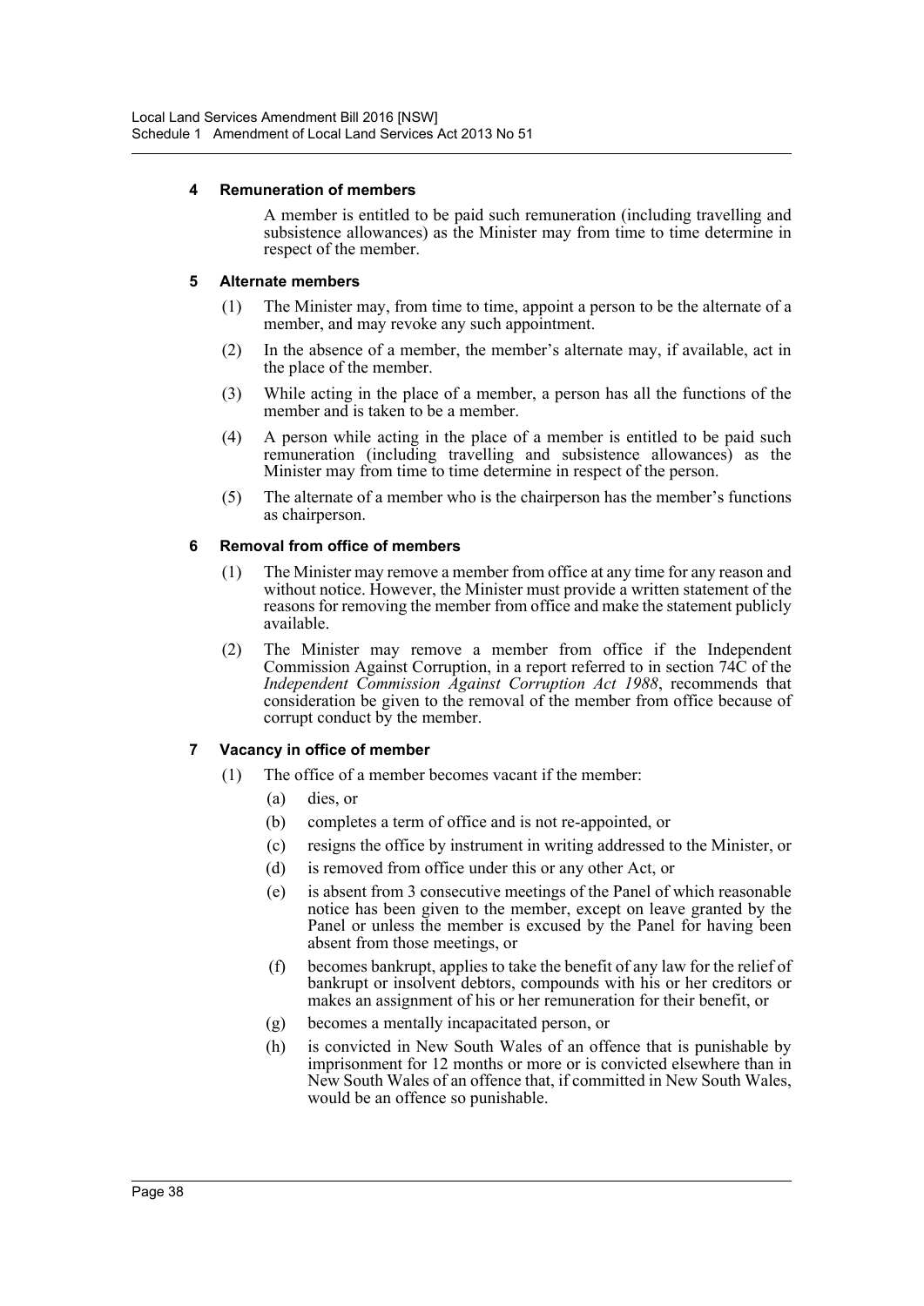### 4 Remuneration of members

A member is entitled to be paid such remuneration (including travelling and subsistence allowances) as the Minister may from time to time determine in respect of the member.

### 5 Alternate members

(1) The Minister may, from time to time, appoint a person to be the alternate of a member, and may revoke any such appointment.

(2) In the absence of a member, the member's alternate may, if available, act in the place of the member.

(3) While acting in the place of a member, a person has all the functions of the member and is taken to be a member.

(4) A person while acting in the place of a member is entitled to be paid such remuneration (including travelling and subsistence allowances) as the Minister may from time to time determine in respect of the person.

(5) The alternate of a member who is the chairperson has the member's functions as chairperson.

### 6 Removal from office of members

(1) The Minister may remove a member from office at any time for any reason and without notice. However, the Minister must provide a written statement of the reasons for removing the member from office and make the statement publicly available.

(2) The Minister may remove a member from office if the Independent Commission Against Corruption, in a report referred to in section 74C of the *Independent Commission Against Corruption Act 1988*, recommends that consideration be given to the removal of the member from office because of corrupt conduct by the member.

### 7 Vacancy in office of member

(1) The office of a member becomes vacant if the member:

(a) dies, or

(b) completes a term of office and is not re-appointed, or

(c) resigns the office by instrument in writing addressed to the Minister, or

(d) is removed from office under this or any other Act, or

(e) is absent from 3 consecutive meetings of the Panel of which reasonable notice has been given to the member, except on leave granted by the Panel or unless the member is excused by the Panel for having been absent from those meetings, or

(f) becomes bankrupt, applies to take the benefit of any law for the relief of bankrupt or insolvent debtors, compounds with his or her creditors or makes an assignment of his or her remuneration for their benefit, or

(g) becomes a mentally incapacitated person, or

(h) is convicted in New South Wales of an offence that is punishable by imprisonment for 12 months or more or is convicted elsewhere than in New South Wales of an offence that, if committed in New South Wales, would be an offence so punishable.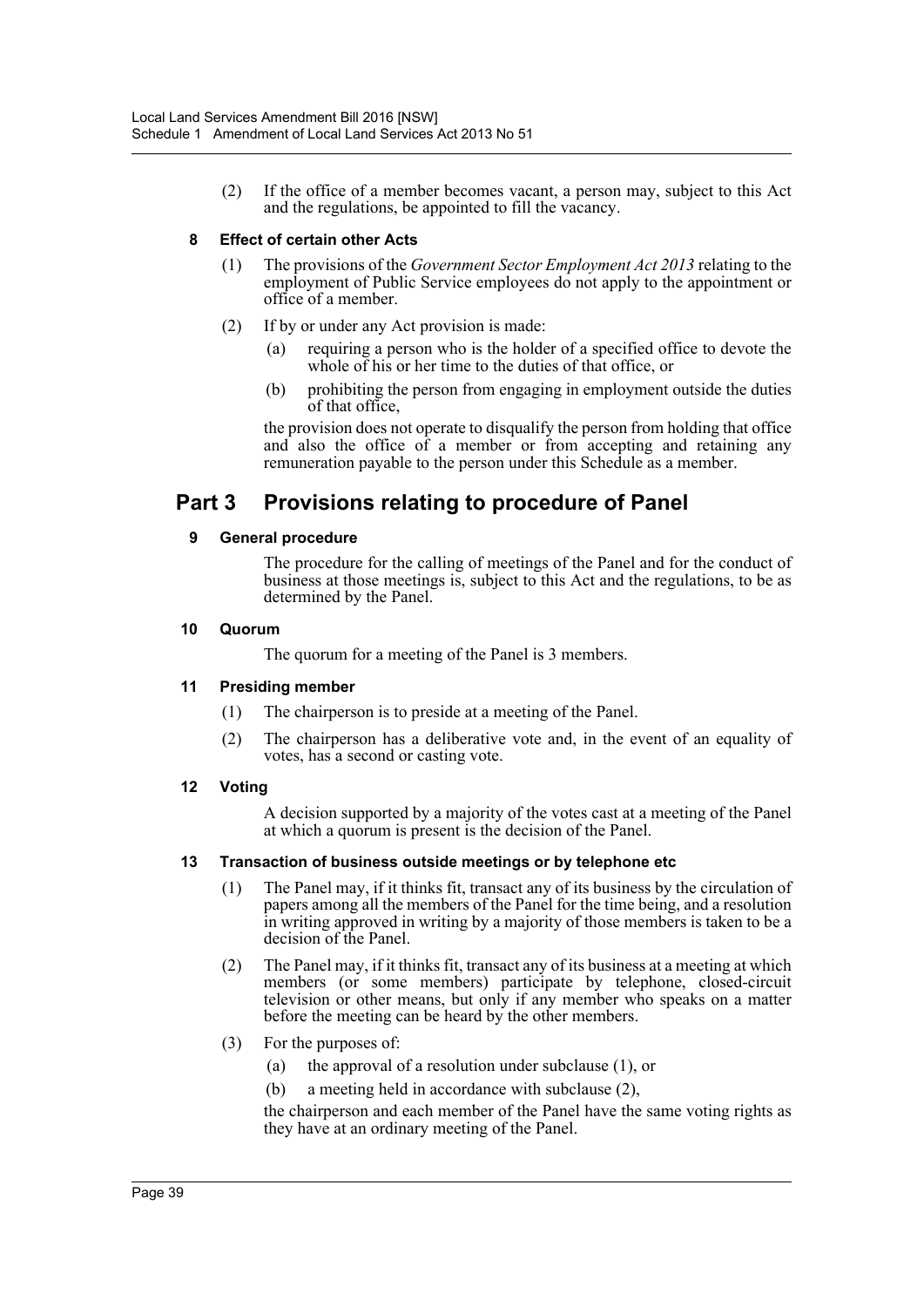(2) If the office of a member becomes vacant, a person may, subject to this Act and the regulations, be appointed to fill the vacancy.

**8 Effect of certain other Acts**

(1) The provisions of the *Government Sector Employment Act 2013* relating to the employment of Public Service employees do not apply to the appointment or office of a member.

(2) If by or under any Act provision is made:

(a) requiring a person who is the holder of a specified office to devote the whole of his or her time to the duties of that office, or

(b) prohibiting the person from engaging in employment outside the duties of that office,

the provision does not operate to disqualify the person from holding that office and also the office of a member or from accepting and retaining any remuneration payable to the person under this Schedule as a member.

## Part 3 Provisions relating to procedure of Panel

**9 General procedure**

The procedure for the calling of meetings of the Panel and for the conduct of business at those meetings is, subject to this Act and the regulations, to be as determined by the Panel.

**10 Quorum**

The quorum for a meeting of the Panel is 3 members.

**11 Presiding member**

(1) The chairperson is to preside at a meeting of the Panel.

(2) The chairperson has a deliberative vote and, in the event of an equality of votes, has a second or casting vote.

**12 Voting**

A decision supported by a majority of the votes cast at a meeting of the Panel at which a quorum is present is the decision of the Panel.

**13 Transaction of business outside meetings or by telephone etc**

(1) The Panel may, if it thinks fit, transact any of its business by the circulation of papers among all the members of the Panel for the time being, and a resolution in writing approved in writing by a majority of those members is taken to be a decision of the Panel.

(2) The Panel may, if it thinks fit, transact any of its business at a meeting at which members (or some members) participate by telephone, closed-circuit television or other means, but only if any member who speaks on a matter before the meeting can be heard by the other members.

(3) For the purposes of:

(a) the approval of a resolution under subclause (1), or

(b) a meeting held in accordance with subclause (2),

the chairperson and each member of the Panel have the same voting rights as they have at an ordinary meeting of the Panel.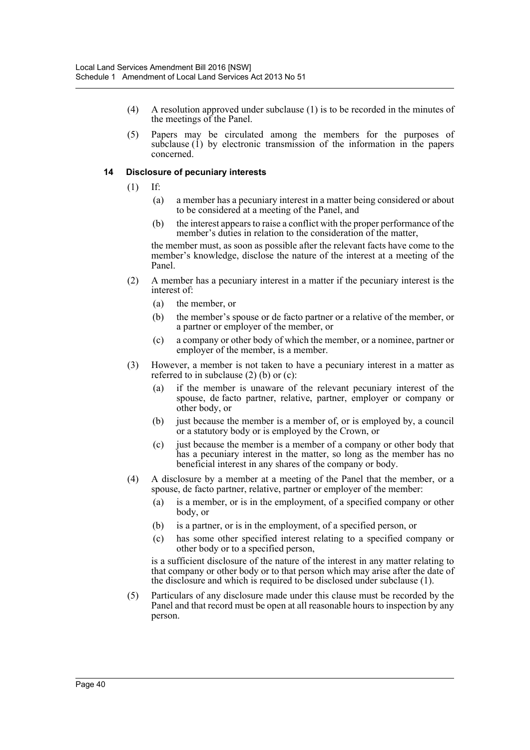(4) A resolution approved under subclause (1) is to be recorded in the minutes of the meetings of the Panel.

(5) Papers may be circulated among the members for the purposes of subclause (1) by electronic transmission of the information in the papers concerned.

### 14 Disclosure of pecuniary interests

(1) If:

- (a) a member has a pecuniary interest in a matter being considered or about to be considered at a meeting of the Panel, and
- (b) the interest appears to raise a conflict with the proper performance of the member's duties in relation to the consideration of the matter,

the member must, as soon as possible after the relevant facts have come to the member's knowledge, disclose the nature of the interest at a meeting of the Panel.

(2) A member has a pecuniary interest in a matter if the pecuniary interest is the interest of:

- (a) the member, or
- (b) the member's spouse or de facto partner or a relative of the member, or a partner or employer of the member, or
- (c) a company or other body of which the member, or a nominee, partner or employer of the member, is a member.

(3) However, a member is not taken to have a pecuniary interest in a matter as referred to in subclause (2) (b) or (c):

- (a) if the member is unaware of the relevant pecuniary interest of the spouse, de facto partner, relative, partner, employer or company or other body, or
- (b) just because the member is a member of, or is employed by, a council or a statutory body or is employed by the Crown, or
- (c) just because the member is a member of a company or other body that has a pecuniary interest in the matter, so long as the member has no beneficial interest in any shares of the company or body.

(4) A disclosure by a member at a meeting of the Panel that the member, or a spouse, de facto partner, relative, partner or employer of the member:

- (a) is a member, or is in the employment, of a specified company or other body, or
- (b) is a partner, or is in the employment, of a specified person, or
- (c) has some other specified interest relating to a specified company or other body or to a specified person,

is a sufficient disclosure of the nature of the interest in any matter relating to that company or other body or to that person which may arise after the date of the disclosure and which is required to be disclosed under subclause (1).

(5) Particulars of any disclosure made under this clause must be recorded by the Panel and that record must be open at all reasonable hours to inspection by any person.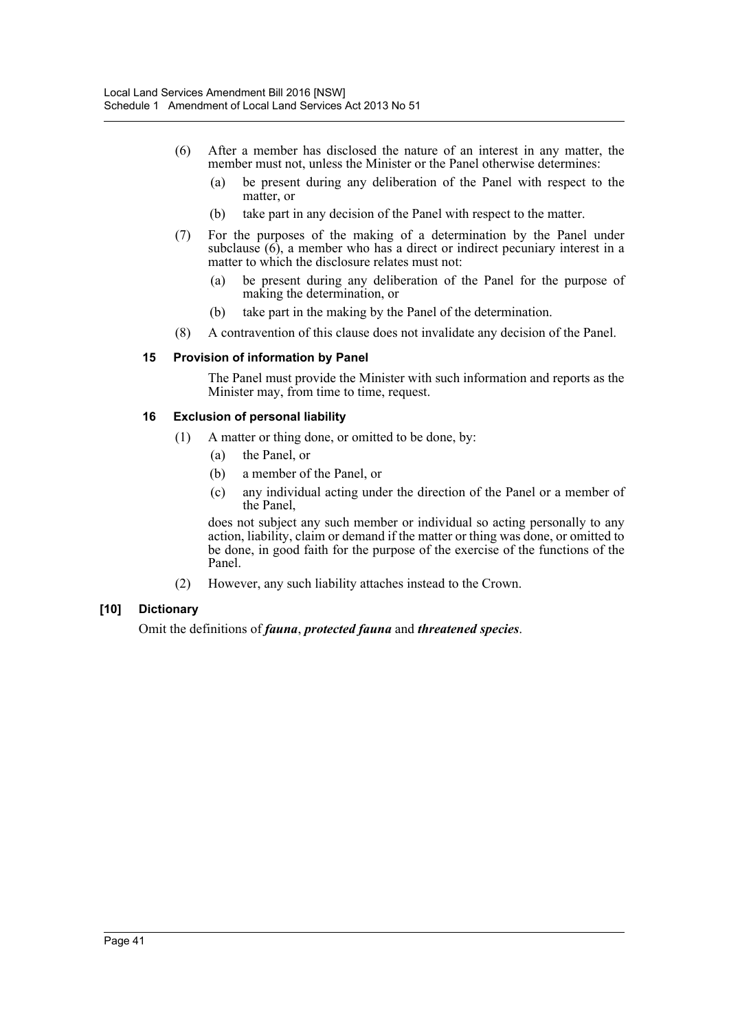(6) After a member has disclosed the nature of an interest in any matter, the member must not, unless the Minister or the Panel otherwise determines:

(a) be present during any deliberation of the Panel with respect to the matter, or

(b) take part in any decision of the Panel with respect to the matter.

(7) For the purposes of the making of a determination by the Panel under subclause (6), a member who has a direct or indirect pecuniary interest in a matter to which the disclosure relates must not:

(a) be present during any deliberation of the Panel for the purpose of making the determination, or

(b) take part in the making by the Panel of the determination.

(8) A contravention of this clause does not invalidate any decision of the Panel.

#### 15 Provision of information by Panel

The Panel must provide the Minister with such information and reports as the Minister may, from time to time, request.

#### 16 Exclusion of personal liability

(1) A matter or thing done, or omitted to be done, by:

(a) the Panel, or

(b) a member of the Panel, or

(c) any individual acting under the direction of the Panel or a member of the Panel,

does not subject any such member or individual so acting personally to any action, liability, claim or demand if the matter or thing was done, or omitted to be done, in good faith for the purpose of the exercise of the functions of the Panel.

(2) However, any such liability attaches instead to the Crown.

### [10] Dictionary

Omit the definitions of ***fauna***, ***protected fauna*** and ***threatened species***.